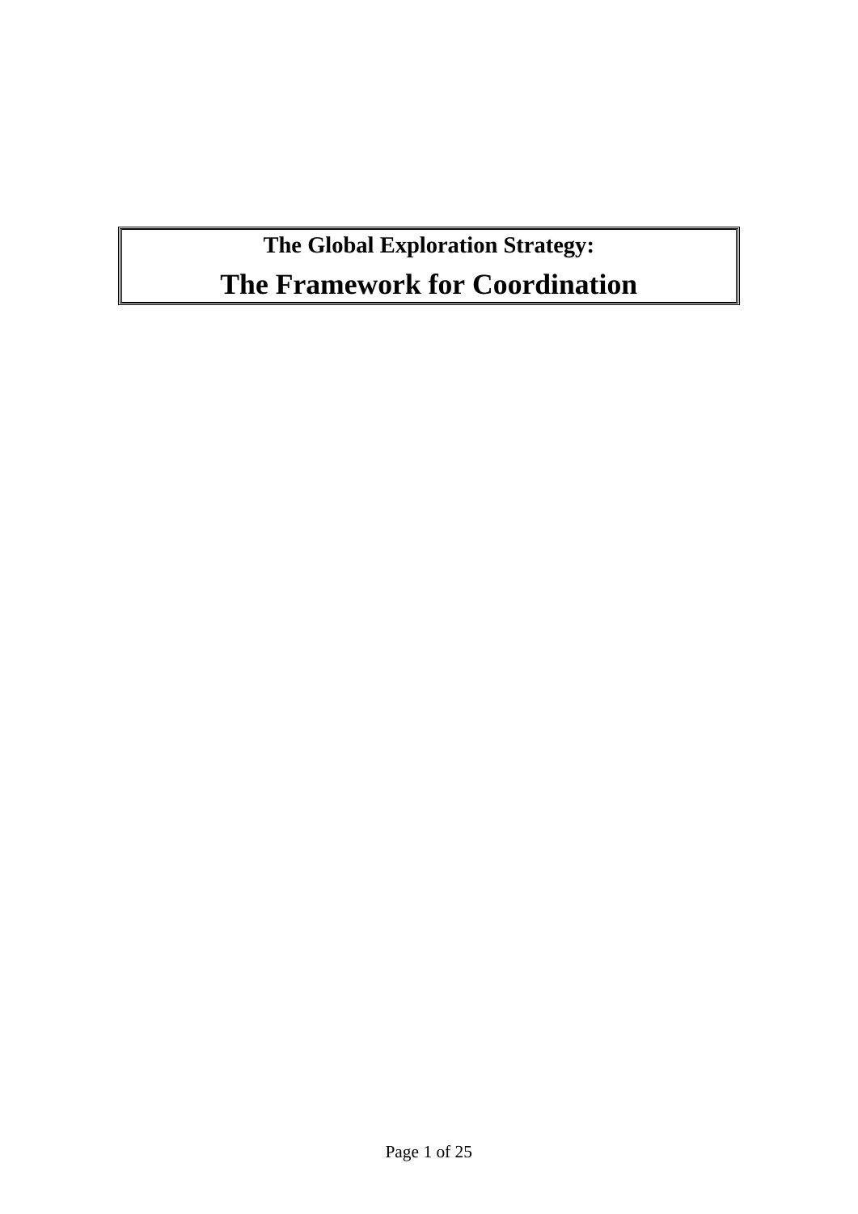# The Global Exploration Strategy:

# The Framework for Coordination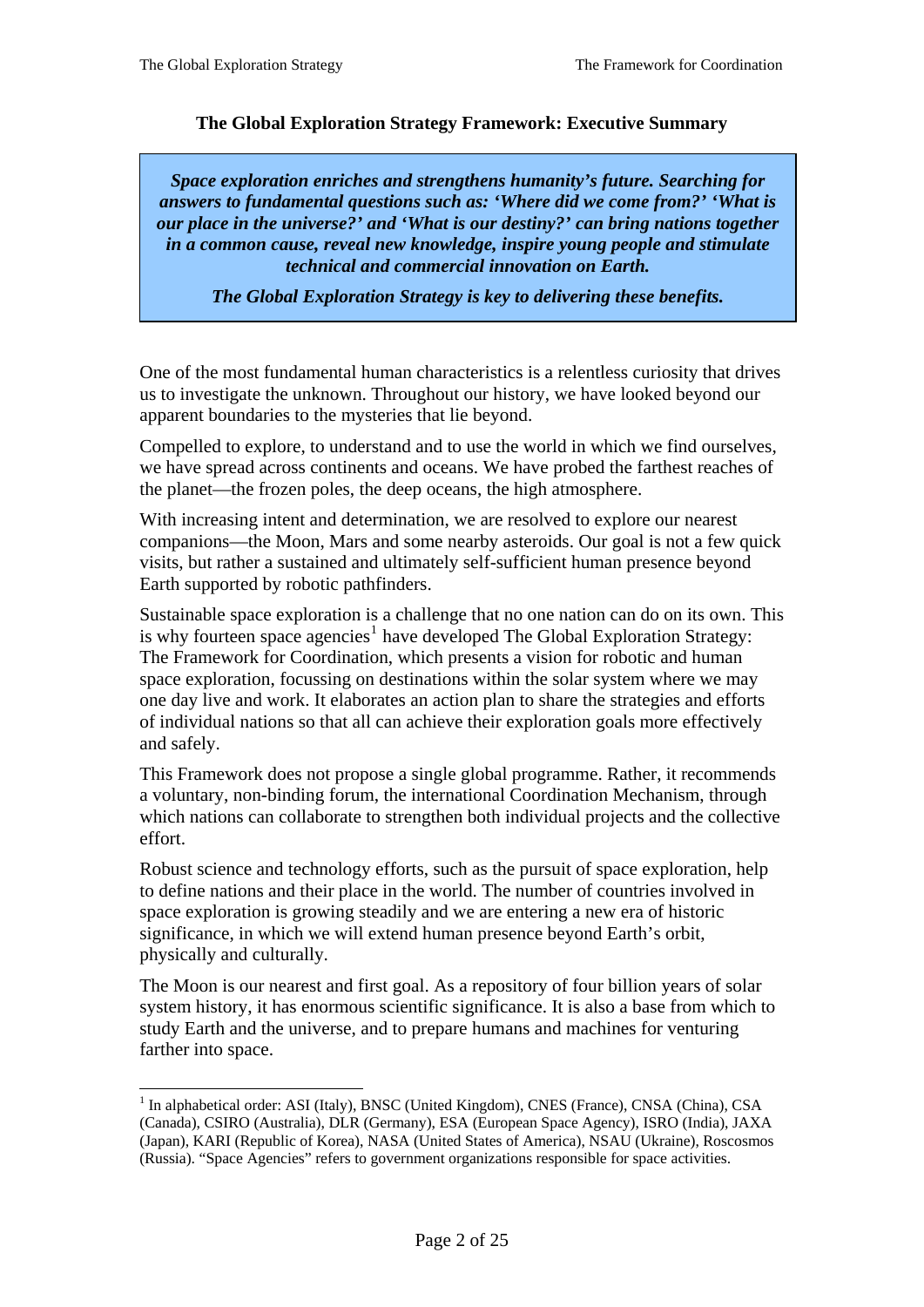## The Global Exploration Strategy Framework: Executive Summary

***Space exploration enriches and strengthens humanity's future. Searching for answers to fundamental questions such as: 'Where did we come from?' 'What is our place in the universe?' and 'What is our destiny?' can bring nations together in a common cause, reveal new knowledge, inspire young people and stimulate technical and commercial innovation on Earth.***

***The Global Exploration Strategy is key to delivering these benefits.***

One of the most fundamental human characteristics is a relentless curiosity that drives us to investigate the unknown. Throughout our history, we have looked beyond our apparent boundaries to the mysteries that lie beyond.

Compelled to explore, to understand and to use the world in which we find ourselves, we have spread across continents and oceans. We have probed the farthest reaches of the planet—the frozen poles, the deep oceans, the high atmosphere.

With increasing intent and determination, we are resolved to explore our nearest companions—the Moon, Mars and some nearby asteroids. Our goal is not a few quick visits, but rather a sustained and ultimately self-sufficient human presence beyond Earth supported by robotic pathfinders.

Sustainable space exploration is a challenge that no one nation can do on its own. This is why fourteen space agencies[1] have developed The Global Exploration Strategy: The Framework for Coordination, which presents a vision for robotic and human space exploration, focussing on destinations within the solar system where we may one day live and work. It elaborates an action plan to share the strategies and efforts of individual nations so that all can achieve their exploration goals more effectively and safely.

This Framework does not propose a single global programme. Rather, it recommends a voluntary, non-binding forum, the international Coordination Mechanism, through which nations can collaborate to strengthen both individual projects and the collective effort.

Robust science and technology efforts, such as the pursuit of space exploration, help to define nations and their place in the world. The number of countries involved in space exploration is growing steadily and we are entering a new era of historic significance, in which we will extend human presence beyond Earth's orbit, physically and culturally.

The Moon is our nearest and first goal. As a repository of four billion years of solar system history, it has enormous scientific significance. It is also a base from which to study Earth and the universe, and to prepare humans and machines for venturing farther into space.

---

[1] In alphabetical order: ASI (Italy), BNSC (United Kingdom), CNES (France), CNSA (China), CSA (Canada), CSIRO (Australia), DLR (Germany), ESA (European Space Agency), ISRO (India), JAXA (Japan), KARI (Republic of Korea), NASA (United States of America), NSAU (Ukraine), Roscosmos (Russia). "Space Agencies" refers to government organizations responsible for space activities.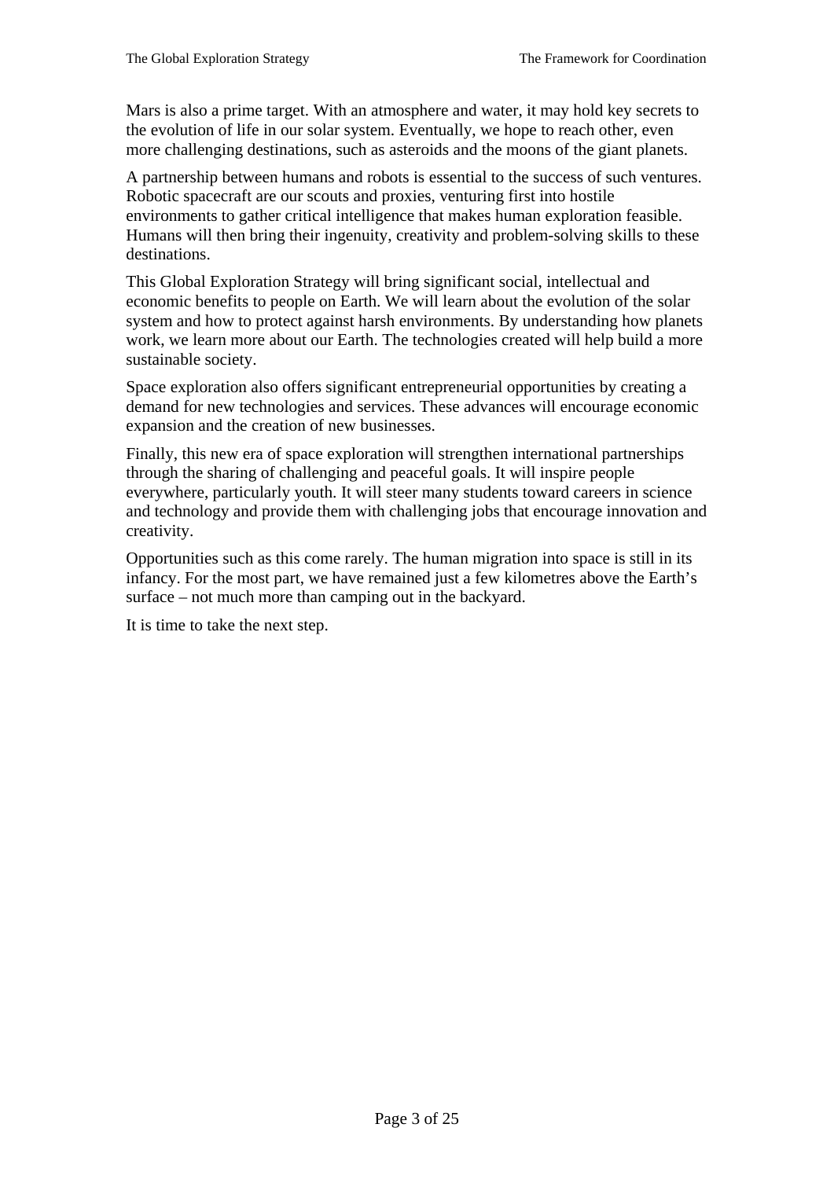Mars is also a prime target. With an atmosphere and water, it may hold key secrets to the evolution of life in our solar system. Eventually, we hope to reach other, even more challenging destinations, such as asteroids and the moons of the giant planets.

A partnership between humans and robots is essential to the success of such ventures. Robotic spacecraft are our scouts and proxies, venturing first into hostile environments to gather critical intelligence that makes human exploration feasible. Humans will then bring their ingenuity, creativity and problem-solving skills to these destinations.

This Global Exploration Strategy will bring significant social, intellectual and economic benefits to people on Earth. We will learn about the evolution of the solar system and how to protect against harsh environments. By understanding how planets work, we learn more about our Earth. The technologies created will help build a more sustainable society.

Space exploration also offers significant entrepreneurial opportunities by creating a demand for new technologies and services. These advances will encourage economic expansion and the creation of new businesses.

Finally, this new era of space exploration will strengthen international partnerships through the sharing of challenging and peaceful goals. It will inspire people everywhere, particularly youth. It will steer many students toward careers in science and technology and provide them with challenging jobs that encourage innovation and creativity.

Opportunities such as this come rarely. The human migration into space is still in its infancy. For the most part, we have remained just a few kilometres above the Earth's surface – not much more than camping out in the backyard.

It is time to take the next step.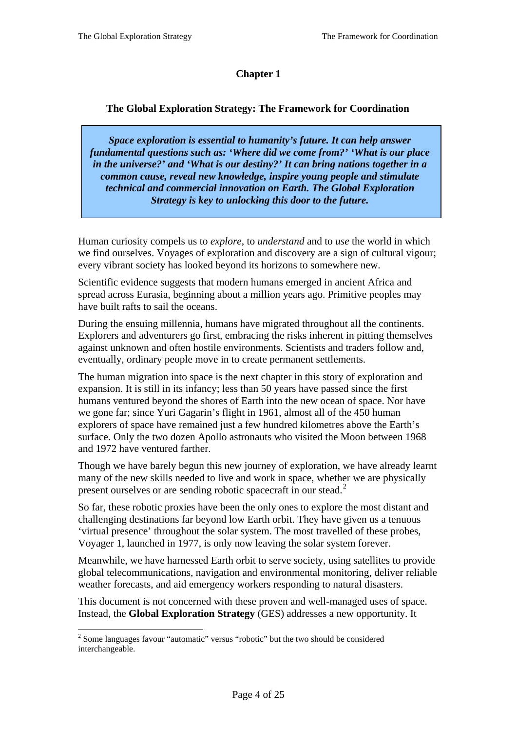# Chapter 1

## The Global Exploration Strategy: The Framework for Coordination

> ***Space exploration is essential to humanity's future. It can help answer fundamental questions such as: 'Where did we come from?' 'What is our place in the universe?' and 'What is our destiny?' It can bring nations together in a common cause, reveal new knowledge, inspire young people and stimulate technical and commercial innovation on Earth. The Global Exploration Strategy is key to unlocking this door to the future.***

Human curiosity compels us to *explore*, to *understand* and to *use* the world in which we find ourselves. Voyages of exploration and discovery are a sign of cultural vigour; every vibrant society has looked beyond its horizons to somewhere new.

Scientific evidence suggests that modern humans emerged in ancient Africa and spread across Eurasia, beginning about a million years ago. Primitive peoples may have built rafts to sail the oceans.

During the ensuing millennia, humans have migrated throughout all the continents. Explorers and adventurers go first, embracing the risks inherent in pitting themselves against unknown and often hostile environments. Scientists and traders follow and, eventually, ordinary people move in to create permanent settlements.

The human migration into space is the next chapter in this story of exploration and expansion. It is still in its infancy; less than 50 years have passed since the first humans ventured beyond the shores of Earth into the new ocean of space. Nor have we gone far; since Yuri Gagarin's flight in 1961, almost all of the 450 human explorers of space have remained just a few hundred kilometres above the Earth's surface. Only the two dozen Apollo astronauts who visited the Moon between 1968 and 1972 have ventured farther.

Though we have barely begun this new journey of exploration, we have already learnt many of the new skills needed to live and work in space, whether we are physically present ourselves or are sending robotic spacecraft in our stead.[2]

So far, these robotic proxies have been the only ones to explore the most distant and challenging destinations far beyond low Earth orbit. They have given us a tenuous 'virtual presence' throughout the solar system. The most travelled of these probes, Voyager 1, launched in 1977, is only now leaving the solar system forever.

Meanwhile, we have harnessed Earth orbit to serve society, using satellites to provide global telecommunications, navigation and environmental monitoring, deliver reliable weather forecasts, and aid emergency workers responding to natural disasters.

This document is not concerned with these proven and well-managed uses of space. Instead, the **Global Exploration Strategy** (GES) addresses a new opportunity. It

---

[2] Some languages favour "automatic" versus "robotic" but the two should be considered interchangeable.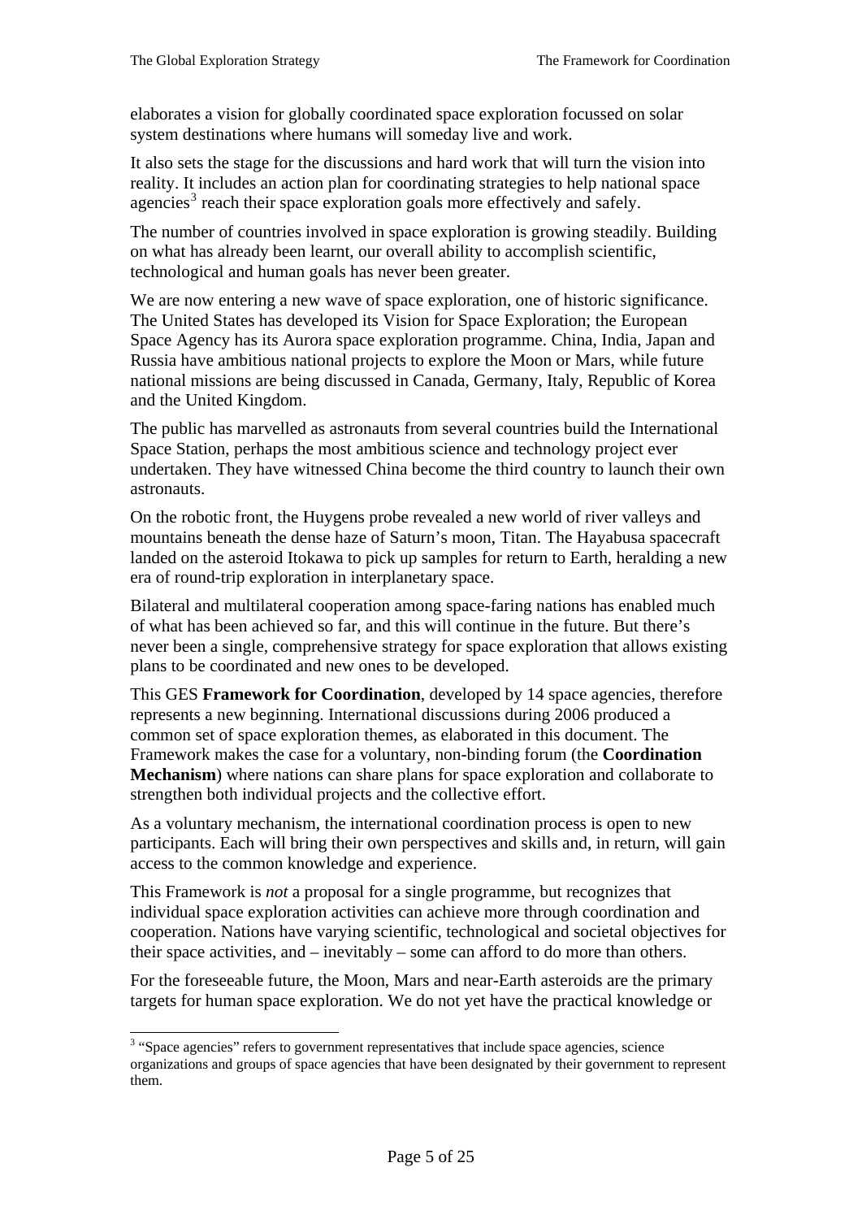elaborates a vision for globally coordinated space exploration focussed on solar system destinations where humans will someday live and work.

It also sets the stage for the discussions and hard work that will turn the vision into reality. It includes an action plan for coordinating strategies to help national space agencies[3] reach their space exploration goals more effectively and safely.

The number of countries involved in space exploration is growing steadily. Building on what has already been learnt, our overall ability to accomplish scientific, technological and human goals has never been greater.

We are now entering a new wave of space exploration, one of historic significance. The United States has developed its Vision for Space Exploration; the European Space Agency has its Aurora space exploration programme. China, India, Japan and Russia have ambitious national projects to explore the Moon or Mars, while future national missions are being discussed in Canada, Germany, Italy, Republic of Korea and the United Kingdom.

The public has marvelled as astronauts from several countries build the International Space Station, perhaps the most ambitious science and technology project ever undertaken. They have witnessed China become the third country to launch their own astronauts.

On the robotic front, the Huygens probe revealed a new world of river valleys and mountains beneath the dense haze of Saturn's moon, Titan. The Hayabusa spacecraft landed on the asteroid Itokawa to pick up samples for return to Earth, heralding a new era of round-trip exploration in interplanetary space.

Bilateral and multilateral cooperation among space-faring nations has enabled much of what has been achieved so far, and this will continue in the future. But there's never been a single, comprehensive strategy for space exploration that allows existing plans to be coordinated and new ones to be developed.

This GES **Framework for Coordination**, developed by 14 space agencies, therefore represents a new beginning. International discussions during 2006 produced a common set of space exploration themes, as elaborated in this document. The Framework makes the case for a voluntary, non-binding forum (the **Coordination Mechanism**) where nations can share plans for space exploration and collaborate to strengthen both individual projects and the collective effort.

As a voluntary mechanism, the international coordination process is open to new participants. Each will bring their own perspectives and skills and, in return, will gain access to the common knowledge and experience.

This Framework is *not* a proposal for a single programme, but recognizes that individual space exploration activities can achieve more through coordination and cooperation. Nations have varying scientific, technological and societal objectives for their space activities, and – inevitably – some can afford to do more than others.

For the foreseeable future, the Moon, Mars and near-Earth asteroids are the primary targets for human space exploration. We do not yet have the practical knowledge or

[3] "Space agencies" refers to government representatives that include space agencies, science organizations and groups of space agencies that have been designated by their government to represent them.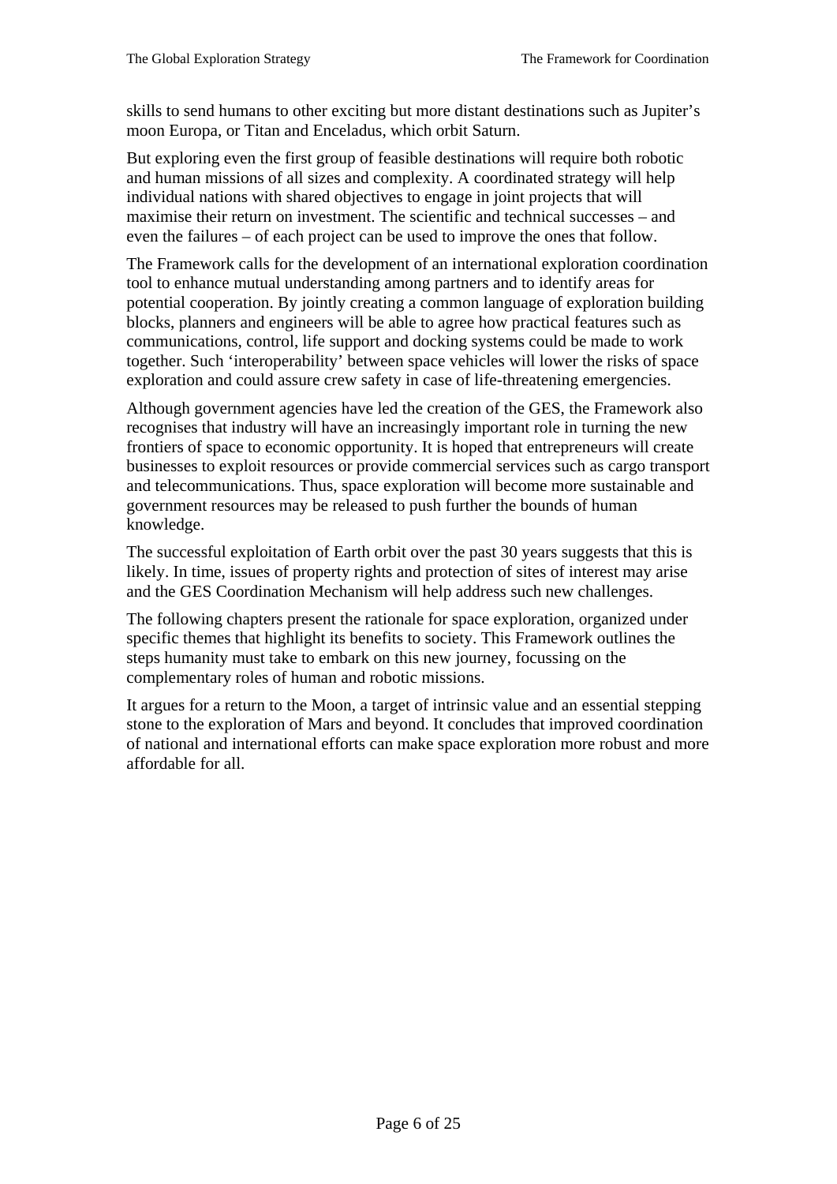skills to send humans to other exciting but more distant destinations such as Jupiter's moon Europa, or Titan and Enceladus, which orbit Saturn.

But exploring even the first group of feasible destinations will require both robotic and human missions of all sizes and complexity. A coordinated strategy will help individual nations with shared objectives to engage in joint projects that will maximise their return on investment. The scientific and technical successes – and even the failures – of each project can be used to improve the ones that follow.

The Framework calls for the development of an international exploration coordination tool to enhance mutual understanding among partners and to identify areas for potential cooperation. By jointly creating a common language of exploration building blocks, planners and engineers will be able to agree how practical features such as communications, control, life support and docking systems could be made to work together. Such 'interoperability' between space vehicles will lower the risks of space exploration and could assure crew safety in case of life-threatening emergencies.

Although government agencies have led the creation of the GES, the Framework also recognises that industry will have an increasingly important role in turning the new frontiers of space to economic opportunity. It is hoped that entrepreneurs will create businesses to exploit resources or provide commercial services such as cargo transport and telecommunications. Thus, space exploration will become more sustainable and government resources may be released to push further the bounds of human knowledge.

The successful exploitation of Earth orbit over the past 30 years suggests that this is likely. In time, issues of property rights and protection of sites of interest may arise and the GES Coordination Mechanism will help address such new challenges.

The following chapters present the rationale for space exploration, organized under specific themes that highlight its benefits to society. This Framework outlines the steps humanity must take to embark on this new journey, focussing on the complementary roles of human and robotic missions.

It argues for a return to the Moon, a target of intrinsic value and an essential stepping stone to the exploration of Mars and beyond. It concludes that improved coordination of national and international efforts can make space exploration more robust and more affordable for all.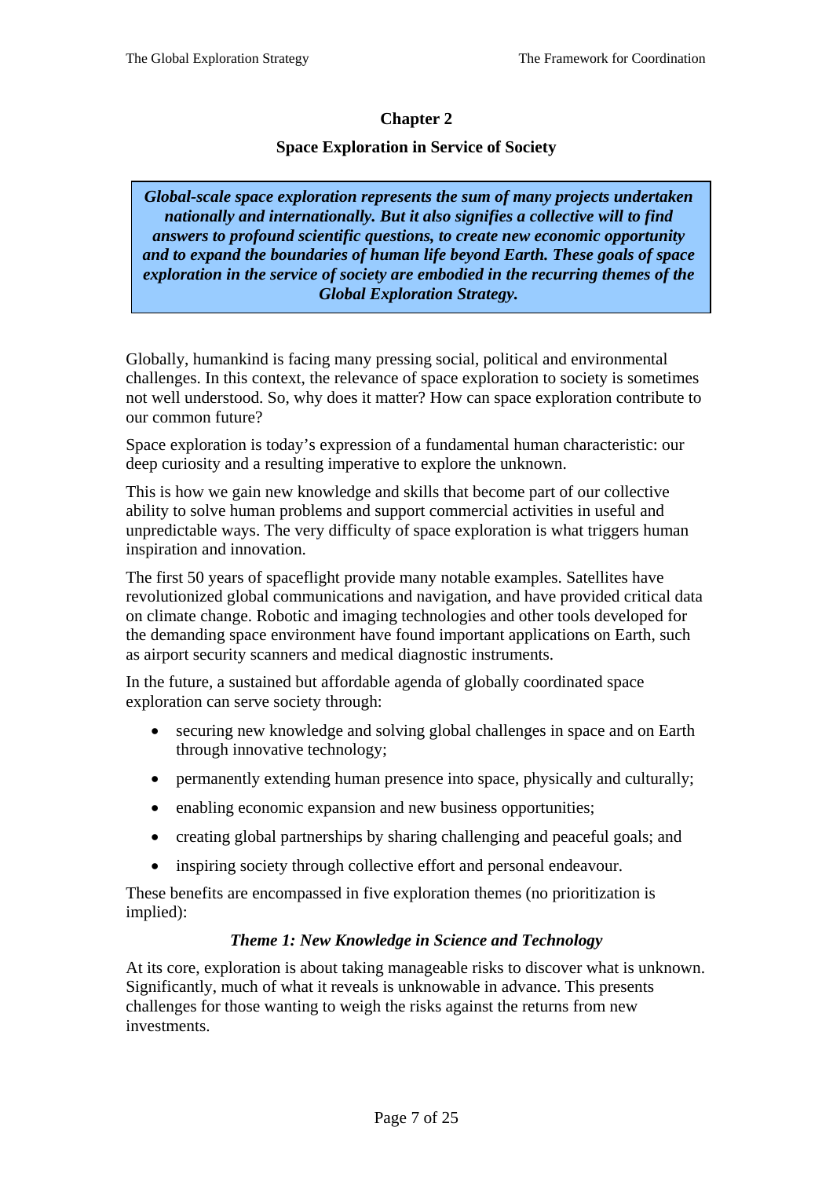## Chapter 2

### Space Exploration in Service of Society

***Global-scale space exploration represents the sum of many projects undertaken nationally and internationally. But it also signifies a collective will to find answers to profound scientific questions, to create new economic opportunity and to expand the boundaries of human life beyond Earth. These goals of space exploration in the service of society are embodied in the recurring themes of the Global Exploration Strategy.***

Globally, humankind is facing many pressing social, political and environmental challenges. In this context, the relevance of space exploration to society is sometimes not well understood. So, why does it matter? How can space exploration contribute to our common future?

Space exploration is today's expression of a fundamental human characteristic: our deep curiosity and a resulting imperative to explore the unknown.

This is how we gain new knowledge and skills that become part of our collective ability to solve human problems and support commercial activities in useful and unpredictable ways. The very difficulty of space exploration is what triggers human inspiration and innovation.

The first 50 years of spaceflight provide many notable examples. Satellites have revolutionized global communications and navigation, and have provided critical data on climate change. Robotic and imaging technologies and other tools developed for the demanding space environment have found important applications on Earth, such as airport security scanners and medical diagnostic instruments.

In the future, a sustained but affordable agenda of globally coordinated space exploration can serve society through:

- securing new knowledge and solving global challenges in space and on Earth through innovative technology;
- permanently extending human presence into space, physically and culturally;
- enabling economic expansion and new business opportunities;
- creating global partnerships by sharing challenging and peaceful goals; and
- inspiring society through collective effort and personal endeavour.

These benefits are encompassed in five exploration themes (no prioritization is implied):

#### *Theme 1: New Knowledge in Science and Technology*

At its core, exploration is about taking manageable risks to discover what is unknown. Significantly, much of what it reveals is unknowable in advance. This presents challenges for those wanting to weigh the risks against the returns from new investments.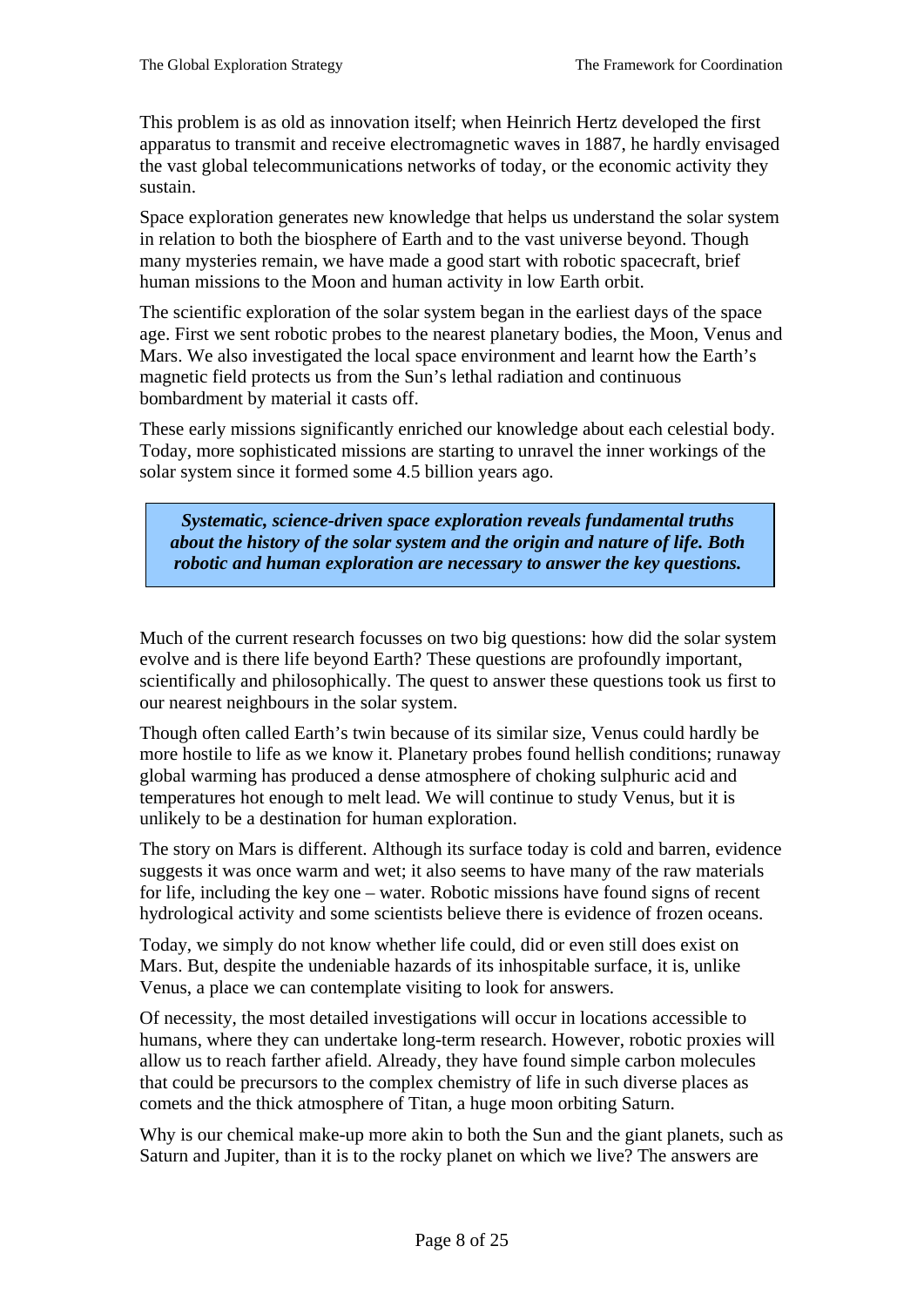This problem is as old as innovation itself; when Heinrich Hertz developed the first apparatus to transmit and receive electromagnetic waves in 1887, he hardly envisaged the vast global telecommunications networks of today, or the economic activity they sustain.

Space exploration generates new knowledge that helps us understand the solar system in relation to both the biosphere of Earth and to the vast universe beyond. Though many mysteries remain, we have made a good start with robotic spacecraft, brief human missions to the Moon and human activity in low Earth orbit.

The scientific exploration of the solar system began in the earliest days of the space age. First we sent robotic probes to the nearest planetary bodies, the Moon, Venus and Mars. We also investigated the local space environment and learnt how the Earth's magnetic field protects us from the Sun's lethal radiation and continuous bombardment by material it casts off.

These early missions significantly enriched our knowledge about each celestial body. Today, more sophisticated missions are starting to unravel the inner workings of the solar system since it formed some 4.5 billion years ago.

> ***Systematic, science-driven space exploration reveals fundamental truths about the history of the solar system and the origin and nature of life. Both robotic and human exploration are necessary to answer the key questions.***

Much of the current research focusses on two big questions: how did the solar system evolve and is there life beyond Earth? These questions are profoundly important, scientifically and philosophically. The quest to answer these questions took us first to our nearest neighbours in the solar system.

Though often called Earth's twin because of its similar size, Venus could hardly be more hostile to life as we know it. Planetary probes found hellish conditions; runaway global warming has produced a dense atmosphere of choking sulphuric acid and temperatures hot enough to melt lead. We will continue to study Venus, but it is unlikely to be a destination for human exploration.

The story on Mars is different. Although its surface today is cold and barren, evidence suggests it was once warm and wet; it also seems to have many of the raw materials for life, including the key one – water. Robotic missions have found signs of recent hydrological activity and some scientists believe there is evidence of frozen oceans.

Today, we simply do not know whether life could, did or even still does exist on Mars. But, despite the undeniable hazards of its inhospitable surface, it is, unlike Venus, a place we can contemplate visiting to look for answers.

Of necessity, the most detailed investigations will occur in locations accessible to humans, where they can undertake long-term research. However, robotic proxies will allow us to reach farther afield. Already, they have found simple carbon molecules that could be precursors to the complex chemistry of life in such diverse places as comets and the thick atmosphere of Titan, a huge moon orbiting Saturn.

Why is our chemical make-up more akin to both the Sun and the giant planets, such as Saturn and Jupiter, than it is to the rocky planet on which we live? The answers are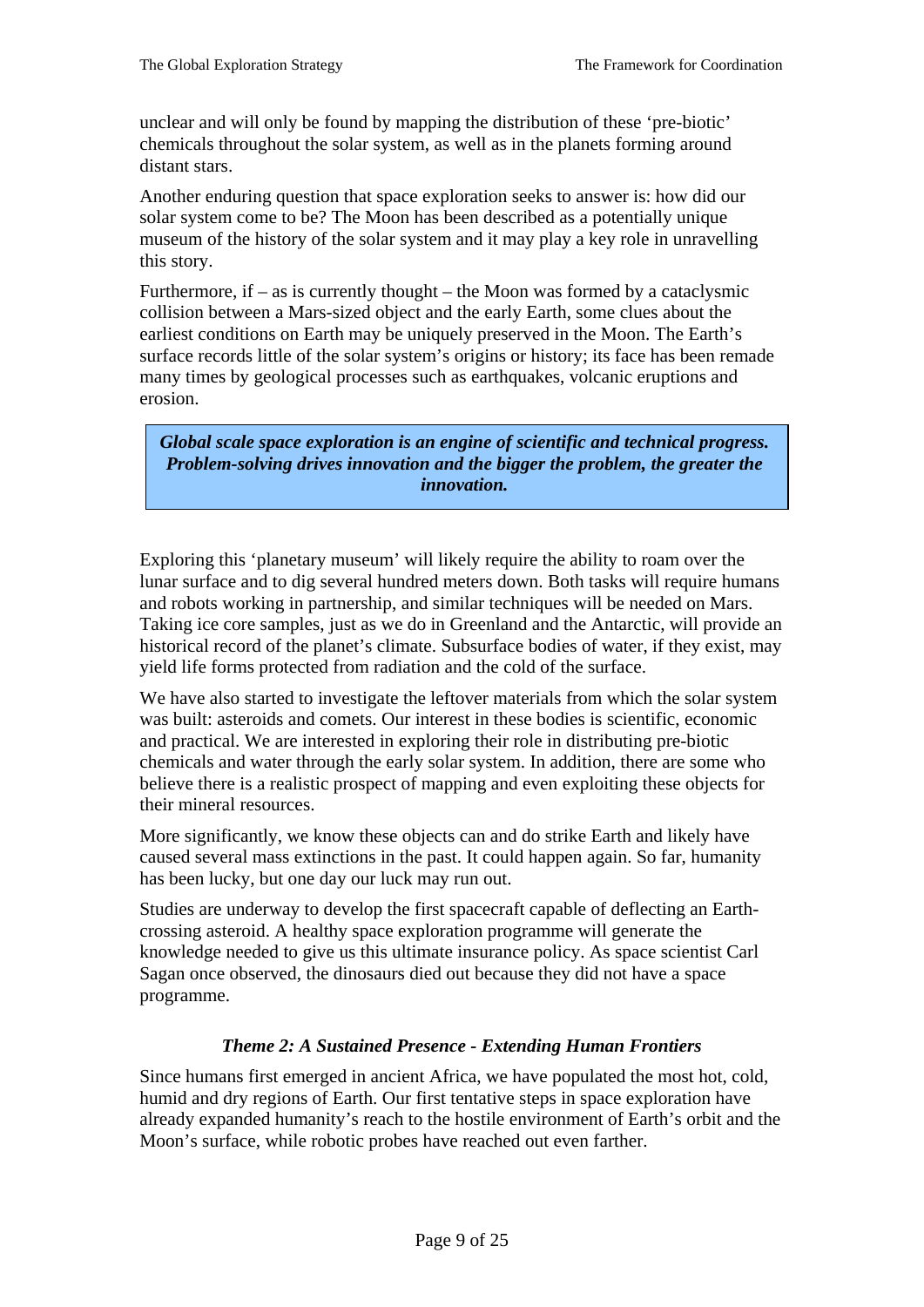unclear and will only be found by mapping the distribution of these 'pre-biotic' chemicals throughout the solar system, as well as in the planets forming around distant stars.

Another enduring question that space exploration seeks to answer is: how did our solar system come to be? The Moon has been described as a potentially unique museum of the history of the solar system and it may play a key role in unravelling this story.

Furthermore, if – as is currently thought – the Moon was formed by a cataclysmic collision between a Mars-sized object and the early Earth, some clues about the earliest conditions on Earth may be uniquely preserved in the Moon. The Earth's surface records little of the solar system's origins or history; its face has been remade many times by geological processes such as earthquakes, volcanic eruptions and erosion.

> ***Global scale space exploration is an engine of scientific and technical progress. Problem-solving drives innovation and the bigger the problem, the greater the innovation.***

Exploring this 'planetary museum' will likely require the ability to roam over the lunar surface and to dig several hundred meters down. Both tasks will require humans and robots working in partnership, and similar techniques will be needed on Mars. Taking ice core samples, just as we do in Greenland and the Antarctic, will provide an historical record of the planet's climate. Subsurface bodies of water, if they exist, may yield life forms protected from radiation and the cold of the surface.

We have also started to investigate the leftover materials from which the solar system was built: asteroids and comets. Our interest in these bodies is scientific, economic and practical. We are interested in exploring their role in distributing pre-biotic chemicals and water through the early solar system. In addition, there are some who believe there is a realistic prospect of mapping and even exploiting these objects for their mineral resources.

More significantly, we know these objects can and do strike Earth and likely have caused several mass extinctions in the past. It could happen again. So far, humanity has been lucky, but one day our luck may run out.

Studies are underway to develop the first spacecraft capable of deflecting an Earth-crossing asteroid. A healthy space exploration programme will generate the knowledge needed to give us this ultimate insurance policy. As space scientist Carl Sagan once observed, the dinosaurs died out because they did not have a space programme.

### *Theme 2: A Sustained Presence - Extending Human Frontiers*

Since humans first emerged in ancient Africa, we have populated the most hot, cold, humid and dry regions of Earth. Our first tentative steps in space exploration have already expanded humanity's reach to the hostile environment of Earth's orbit and the Moon's surface, while robotic probes have reached out even farther.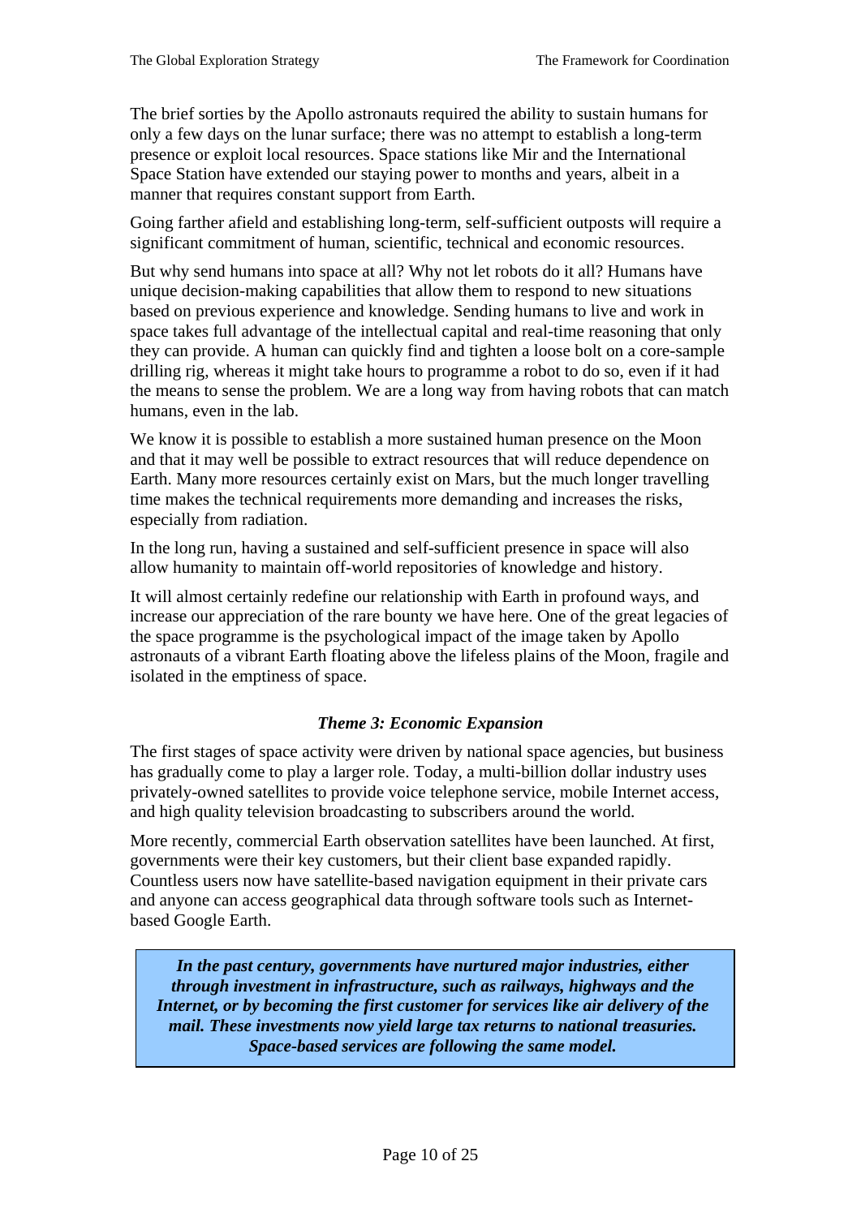The brief sorties by the Apollo astronauts required the ability to sustain humans for only a few days on the lunar surface; there was no attempt to establish a long-term presence or exploit local resources. Space stations like Mir and the International Space Station have extended our staying power to months and years, albeit in a manner that requires constant support from Earth.

Going farther afield and establishing long-term, self-sufficient outposts will require a significant commitment of human, scientific, technical and economic resources.

But why send humans into space at all? Why not let robots do it all? Humans have unique decision-making capabilities that allow them to respond to new situations based on previous experience and knowledge. Sending humans to live and work in space takes full advantage of the intellectual capital and real-time reasoning that only they can provide. A human can quickly find and tighten a loose bolt on a core-sample drilling rig, whereas it might take hours to programme a robot to do so, even if it had the means to sense the problem. We are a long way from having robots that can match humans, even in the lab.

We know it is possible to establish a more sustained human presence on the Moon and that it may well be possible to extract resources that will reduce dependence on Earth. Many more resources certainly exist on Mars, but the much longer travelling time makes the technical requirements more demanding and increases the risks, especially from radiation.

In the long run, having a sustained and self-sufficient presence in space will also allow humanity to maintain off-world repositories of knowledge and history.

It will almost certainly redefine our relationship with Earth in profound ways, and increase our appreciation of the rare bounty we have here. One of the great legacies of the space programme is the psychological impact of the image taken by Apollo astronauts of a vibrant Earth floating above the lifeless plains of the Moon, fragile and isolated in the emptiness of space.

### *Theme 3: Economic Expansion*

The first stages of space activity were driven by national space agencies, but business has gradually come to play a larger role. Today, a multi-billion dollar industry uses privately-owned satellites to provide voice telephone service, mobile Internet access, and high quality television broadcasting to subscribers around the world.

More recently, commercial Earth observation satellites have been launched. At first, governments were their key customers, but their client base expanded rapidly. Countless users now have satellite-based navigation equipment in their private cars and anyone can access geographical data through software tools such as Internet-based Google Earth.

> ***In the past century, governments have nurtured major industries, either through investment in infrastructure, such as railways, highways and the Internet, or by becoming the first customer for services like air delivery of the mail. These investments now yield large tax returns to national treasuries. Space-based services are following the same model.***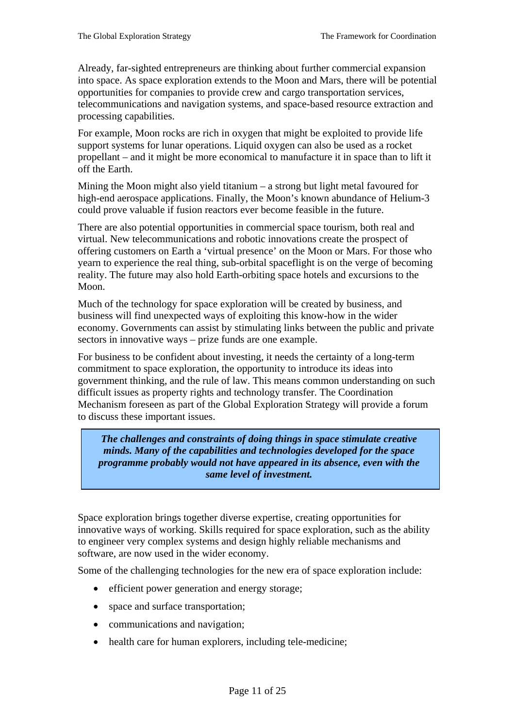Already, far-sighted entrepreneurs are thinking about further commercial expansion into space. As space exploration extends to the Moon and Mars, there will be potential opportunities for companies to provide crew and cargo transportation services, telecommunications and navigation systems, and space-based resource extraction and processing capabilities.

For example, Moon rocks are rich in oxygen that might be exploited to provide life support systems for lunar operations. Liquid oxygen can also be used as a rocket propellant – and it might be more economical to manufacture it in space than to lift it off the Earth.

Mining the Moon might also yield titanium – a strong but light metal favoured for high-end aerospace applications. Finally, the Moon's known abundance of Helium-3 could prove valuable if fusion reactors ever become feasible in the future.

There are also potential opportunities in commercial space tourism, both real and virtual. New telecommunications and robotic innovations create the prospect of offering customers on Earth a 'virtual presence' on the Moon or Mars. For those who yearn to experience the real thing, sub-orbital spaceflight is on the verge of becoming reality. The future may also hold Earth-orbiting space hotels and excursions to the Moon.

Much of the technology for space exploration will be created by business, and business will find unexpected ways of exploiting this know-how in the wider economy. Governments can assist by stimulating links between the public and private sectors in innovative ways – prize funds are one example.

For business to be confident about investing, it needs the certainty of a long-term commitment to space exploration, the opportunity to introduce its ideas into government thinking, and the rule of law. This means common understanding on such difficult issues as property rights and technology transfer. The Coordination Mechanism foreseen as part of the Global Exploration Strategy will provide a forum to discuss these important issues.

> ***The challenges and constraints of doing things in space stimulate creative minds. Many of the capabilities and technologies developed for the space programme probably would not have appeared in its absence, even with the same level of investment.***

Space exploration brings together diverse expertise, creating opportunities for innovative ways of working. Skills required for space exploration, such as the ability to engineer very complex systems and design highly reliable mechanisms and software, are now used in the wider economy.

Some of the challenging technologies for the new era of space exploration include:

- efficient power generation and energy storage;
- space and surface transportation;
- communications and navigation;
- health care for human explorers, including tele-medicine;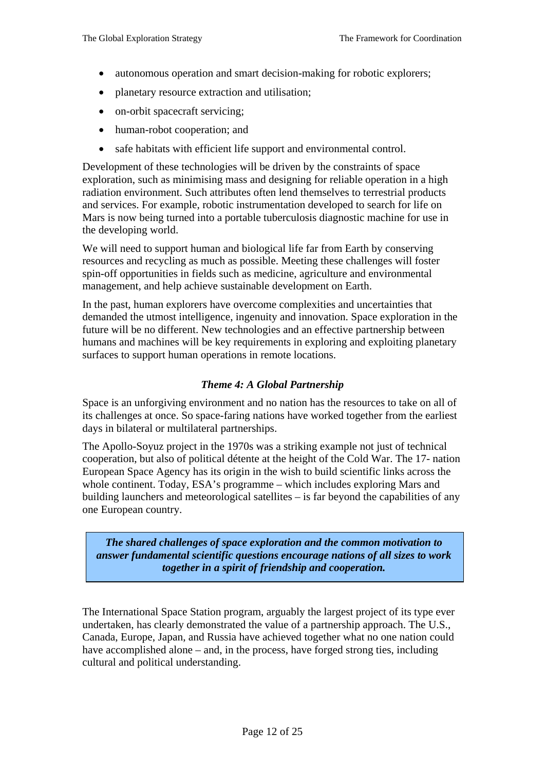- autonomous operation and smart decision-making for robotic explorers;
- planetary resource extraction and utilisation;
- on-orbit spacecraft servicing;
- human-robot cooperation; and
- safe habitats with efficient life support and environmental control.

Development of these technologies will be driven by the constraints of space exploration, such as minimising mass and designing for reliable operation in a high radiation environment. Such attributes often lend themselves to terrestrial products and services. For example, robotic instrumentation developed to search for life on Mars is now being turned into a portable tuberculosis diagnostic machine for use in the developing world.

We will need to support human and biological life far from Earth by conserving resources and recycling as much as possible. Meeting these challenges will foster spin-off opportunities in fields such as medicine, agriculture and environmental management, and help achieve sustainable development on Earth.

In the past, human explorers have overcome complexities and uncertainties that demanded the utmost intelligence, ingenuity and innovation. Space exploration in the future will be no different. New technologies and an effective partnership between humans and machines will be key requirements in exploring and exploiting planetary surfaces to support human operations in remote locations.

### *Theme 4: A Global Partnership*

Space is an unforgiving environment and no nation has the resources to take on all of its challenges at once. So space-faring nations have worked together from the earliest days in bilateral or multilateral partnerships.

The Apollo-Soyuz project in the 1970s was a striking example not just of technical cooperation, but also of political détente at the height of the Cold War. The 17- nation European Space Agency has its origin in the wish to build scientific links across the whole continent. Today, ESA's programme – which includes exploring Mars and building launchers and meteorological satellites – is far beyond the capabilities of any one European country.

> ***The shared challenges of space exploration and the common motivation to answer fundamental scientific questions encourage nations of all sizes to work together in a spirit of friendship and cooperation.***

The International Space Station program, arguably the largest project of its type ever undertaken, has clearly demonstrated the value of a partnership approach. The U.S., Canada, Europe, Japan, and Russia have achieved together what no one nation could have accomplished alone – and, in the process, have forged strong ties, including cultural and political understanding.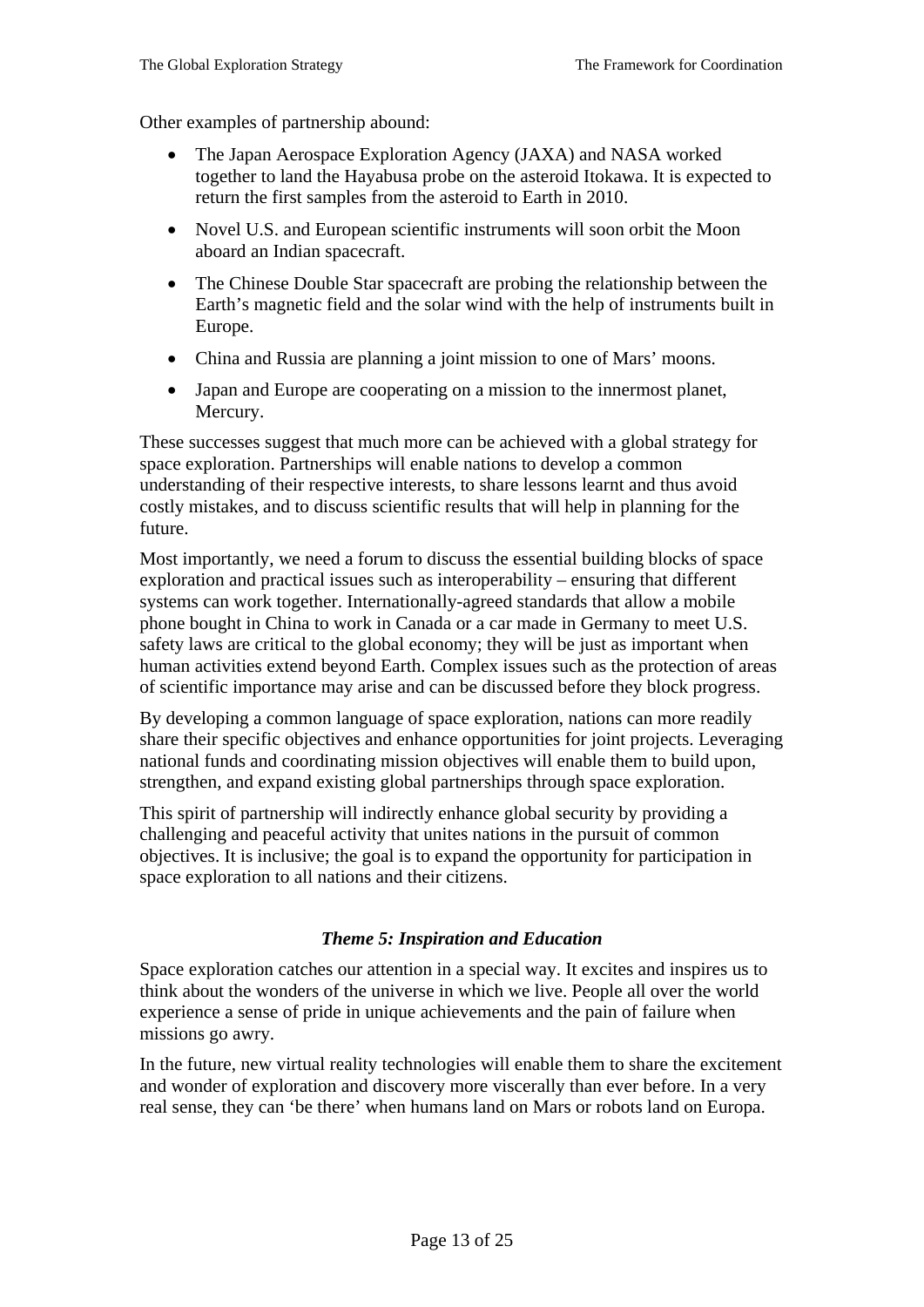Other examples of partnership abound:

- The Japan Aerospace Exploration Agency (JAXA) and NASA worked together to land the Hayabusa probe on the asteroid Itokawa. It is expected to return the first samples from the asteroid to Earth in 2010.
- Novel U.S. and European scientific instruments will soon orbit the Moon aboard an Indian spacecraft.
- The Chinese Double Star spacecraft are probing the relationship between the Earth's magnetic field and the solar wind with the help of instruments built in Europe.
- China and Russia are planning a joint mission to one of Mars' moons.
- Japan and Europe are cooperating on a mission to the innermost planet, Mercury.

These successes suggest that much more can be achieved with a global strategy for space exploration. Partnerships will enable nations to develop a common understanding of their respective interests, to share lessons learnt and thus avoid costly mistakes, and to discuss scientific results that will help in planning for the future.

Most importantly, we need a forum to discuss the essential building blocks of space exploration and practical issues such as interoperability – ensuring that different systems can work together. Internationally-agreed standards that allow a mobile phone bought in China to work in Canada or a car made in Germany to meet U.S. safety laws are critical to the global economy; they will be just as important when human activities extend beyond Earth. Complex issues such as the protection of areas of scientific importance may arise and can be discussed before they block progress.

By developing a common language of space exploration, nations can more readily share their specific objectives and enhance opportunities for joint projects. Leveraging national funds and coordinating mission objectives will enable them to build upon, strengthen, and expand existing global partnerships through space exploration.

This spirit of partnership will indirectly enhance global security by providing a challenging and peaceful activity that unites nations in the pursuit of common objectives. It is inclusive; the goal is to expand the opportunity for participation in space exploration to all nations and their citizens.

### *Theme 5: Inspiration and Education*

Space exploration catches our attention in a special way. It excites and inspires us to think about the wonders of the universe in which we live. People all over the world experience a sense of pride in unique achievements and the pain of failure when missions go awry.

In the future, new virtual reality technologies will enable them to share the excitement and wonder of exploration and discovery more viscerally than ever before. In a very real sense, they can 'be there' when humans land on Mars or robots land on Europa.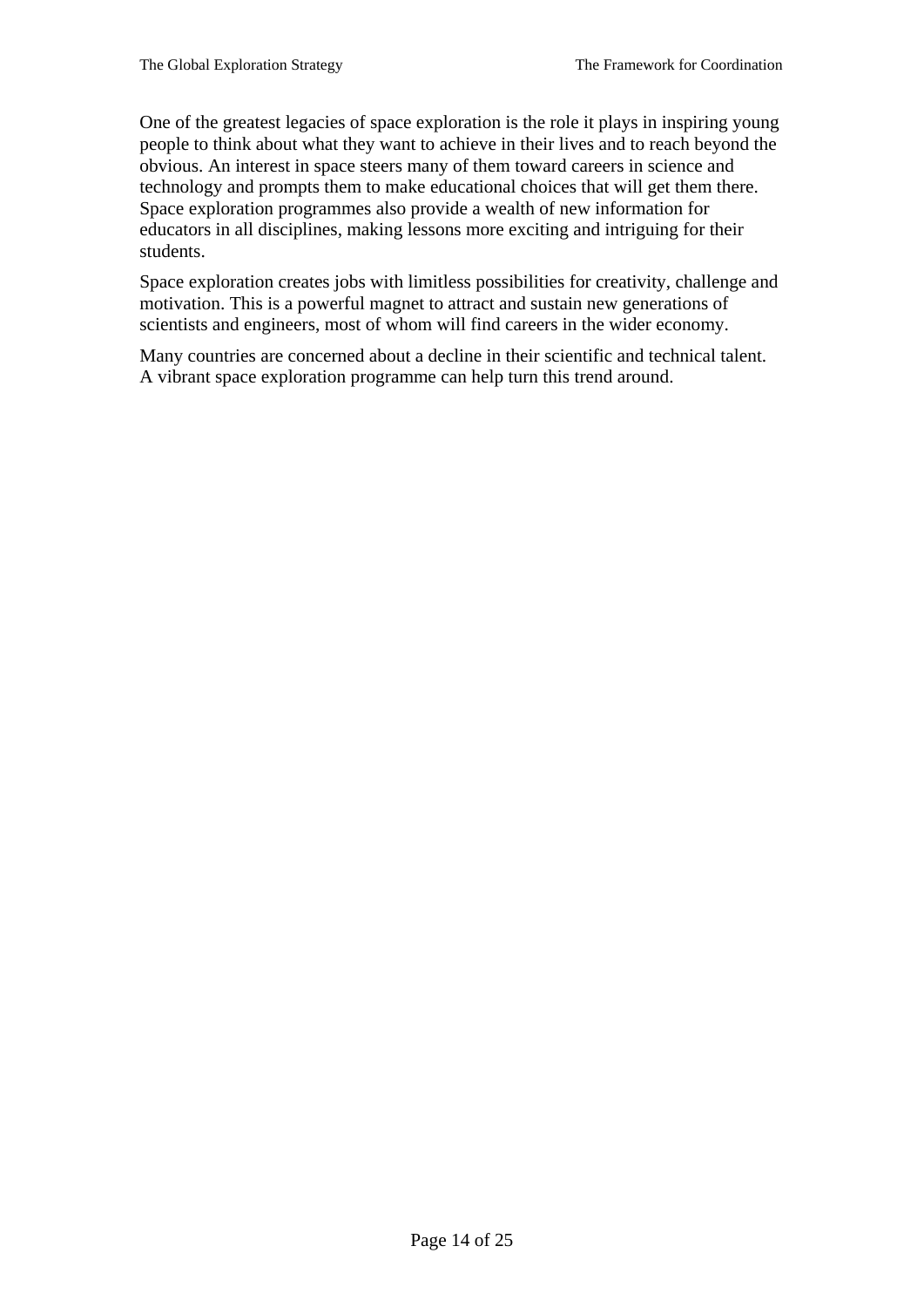One of the greatest legacies of space exploration is the role it plays in inspiring young people to think about what they want to achieve in their lives and to reach beyond the obvious. An interest in space steers many of them toward careers in science and technology and prompts them to make educational choices that will get them there. Space exploration programmes also provide a wealth of new information for educators in all disciplines, making lessons more exciting and intriguing for their students.

Space exploration creates jobs with limitless possibilities for creativity, challenge and motivation. This is a powerful magnet to attract and sustain new generations of scientists and engineers, most of whom will find careers in the wider economy.

Many countries are concerned about a decline in their scientific and technical talent. A vibrant space exploration programme can help turn this trend around.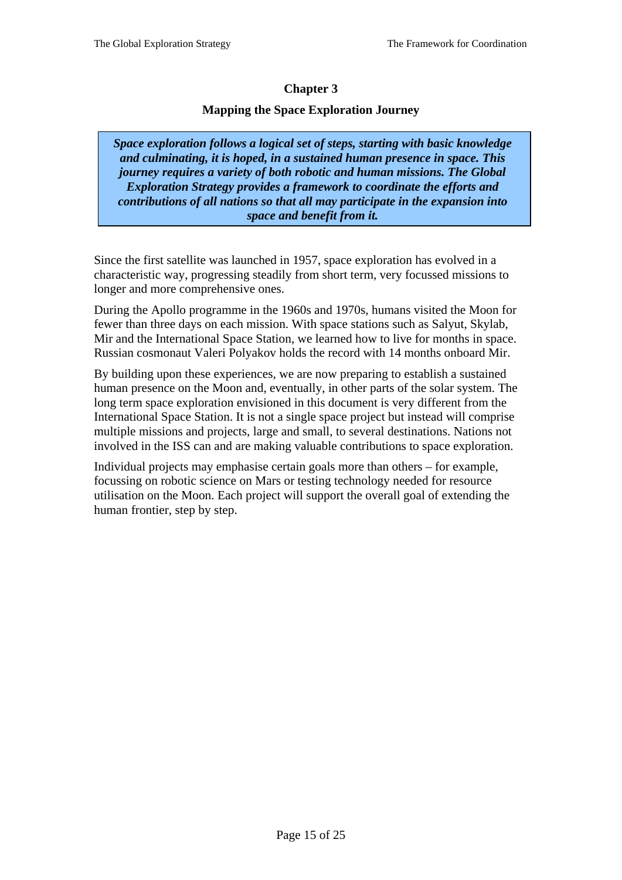# Chapter 3

## Mapping the Space Exploration Journey

> ***Space exploration follows a logical set of steps, starting with basic knowledge and culminating, it is hoped, in a sustained human presence in space. This journey requires a variety of both robotic and human missions. The Global Exploration Strategy provides a framework to coordinate the efforts and contributions of all nations so that all may participate in the expansion into space and benefit from it.***

Since the first satellite was launched in 1957, space exploration has evolved in a characteristic way, progressing steadily from short term, very focussed missions to longer and more comprehensive ones.

During the Apollo programme in the 1960s and 1970s, humans visited the Moon for fewer than three days on each mission. With space stations such as Salyut, Skylab, Mir and the International Space Station, we learned how to live for months in space. Russian cosmonaut Valeri Polyakov holds the record with 14 months onboard Mir.

By building upon these experiences, we are now preparing to establish a sustained human presence on the Moon and, eventually, in other parts of the solar system. The long term space exploration envisioned in this document is very different from the International Space Station. It is not a single space project but instead will comprise multiple missions and projects, large and small, to several destinations. Nations not involved in the ISS can and are making valuable contributions to space exploration.

Individual projects may emphasise certain goals more than others – for example, focussing on robotic science on Mars or testing technology needed for resource utilisation on the Moon. Each project will support the overall goal of extending the human frontier, step by step.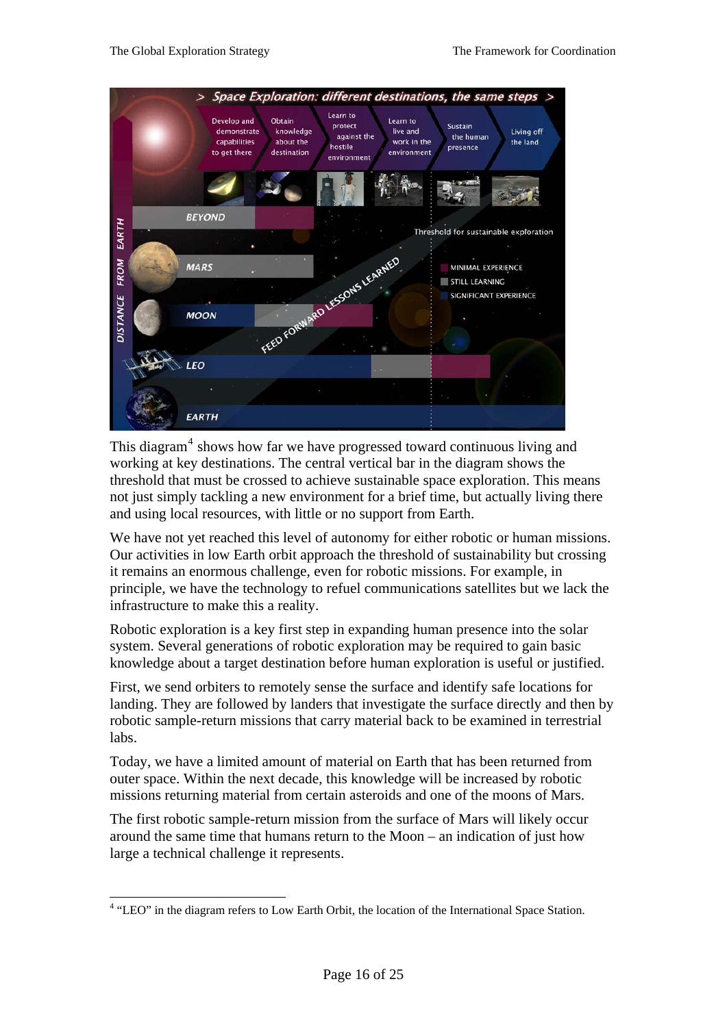> Space Exploration: different destinations, the same steps >

Develop and demonstrate capabilities to get there

Obtain knowledge about the destination

Learn to protect against the hostile environment

Learn to live and work in the environment

Sustain the human presence

Living off the land

DISTANCE FROM EARTH

BEYOND

MARS

MOON

LEO

EARTH

Threshold for sustainable exploration

FEED FORWARD LESSONS LEARNED

MINIMAL EXPERIENCE

STILL LEARNING

SIGNIFICANT EXPERIENCE

This diagram[4] shows how far we have progressed toward continuous living and working at key destinations. The central vertical bar in the diagram shows the threshold that must be crossed to achieve sustainable space exploration. This means not just simply tackling a new environment for a brief time, but actually living there and using local resources, with little or no support from Earth.

We have not yet reached this level of autonomy for either robotic or human missions. Our activities in low Earth orbit approach the threshold of sustainability but crossing it remains an enormous challenge, even for robotic missions. For example, in principle, we have the technology to refuel communications satellites but we lack the infrastructure to make this a reality.

Robotic exploration is a key first step in expanding human presence into the solar system. Several generations of robotic exploration may be required to gain basic knowledge about a target destination before human exploration is useful or justified.

First, we send orbiters to remotely sense the surface and identify safe locations for landing. They are followed by landers that investigate the surface directly and then by robotic sample-return missions that carry material back to be examined in terrestrial labs.

Today, we have a limited amount of material on Earth that has been returned from outer space. Within the next decade, this knowledge will be increased by robotic missions returning material from certain asteroids and one of the moons of Mars.

The first robotic sample-return mission from the surface of Mars will likely occur around the same time that humans return to the Moon – an indication of just how large a technical challenge it represents.

---

[4] "LEO" in the diagram refers to Low Earth Orbit, the location of the International Space Station.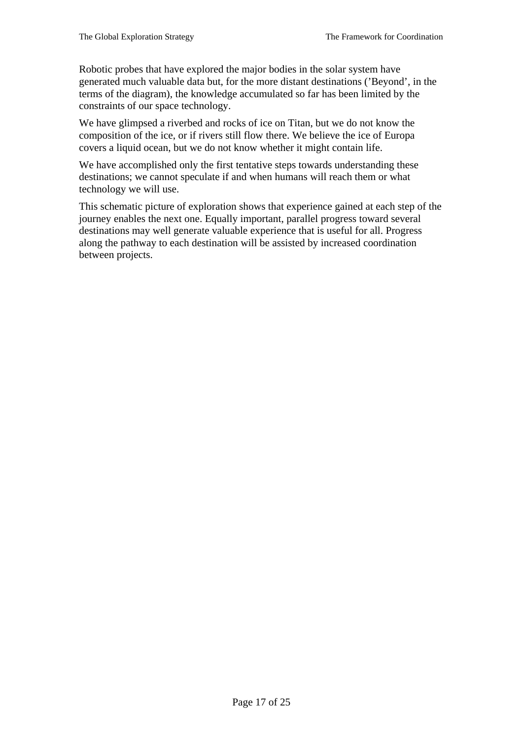Robotic probes that have explored the major bodies in the solar system have generated much valuable data but, for the more distant destinations (’Beyond’, in the terms of the diagram), the knowledge accumulated so far has been limited by the constraints of our space technology.

We have glimpsed a riverbed and rocks of ice on Titan, but we do not know the composition of the ice, or if rivers still flow there. We believe the ice of Europa covers a liquid ocean, but we do not know whether it might contain life.

We have accomplished only the first tentative steps towards understanding these destinations; we cannot speculate if and when humans will reach them or what technology we will use.

This schematic picture of exploration shows that experience gained at each step of the journey enables the next one. Equally important, parallel progress toward several destinations may well generate valuable experience that is useful for all. Progress along the pathway to each destination will be assisted by increased coordination between projects.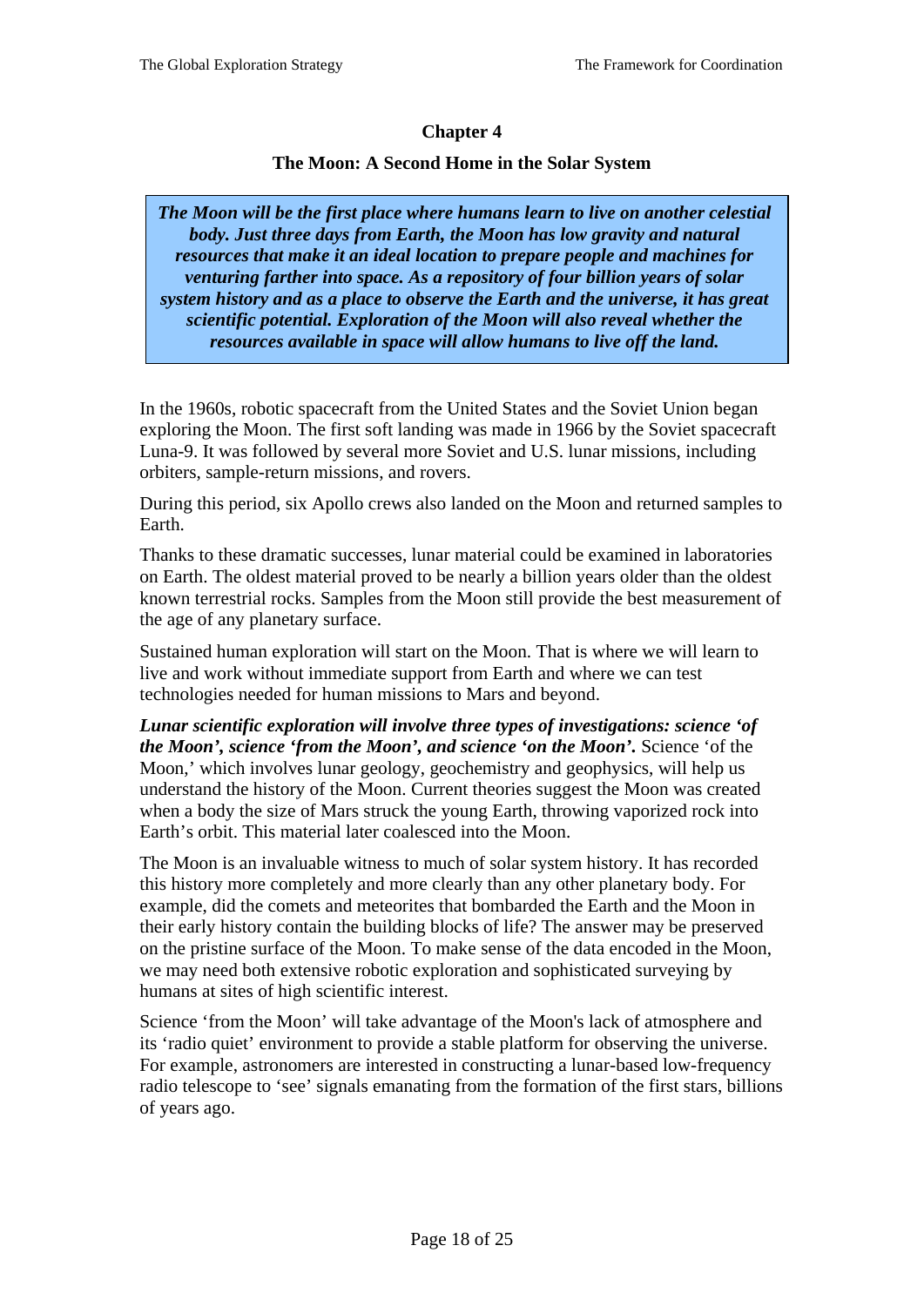# Chapter 4

## The Moon: A Second Home in the Solar System

> ***The Moon will be the first place where humans learn to live on another celestial body. Just three days from Earth, the Moon has low gravity and natural resources that make it an ideal location to prepare people and machines for venturing farther into space. As a repository of four billion years of solar system history and as a place to observe the Earth and the universe, it has great scientific potential. Exploration of the Moon will also reveal whether the resources available in space will allow humans to live off the land.***

In the 1960s, robotic spacecraft from the United States and the Soviet Union began exploring the Moon. The first soft landing was made in 1966 by the Soviet spacecraft Luna-9. It was followed by several more Soviet and U.S. lunar missions, including orbiters, sample-return missions, and rovers.

During this period, six Apollo crews also landed on the Moon and returned samples to Earth.

Thanks to these dramatic successes, lunar material could be examined in laboratories on Earth. The oldest material proved to be nearly a billion years older than the oldest known terrestrial rocks. Samples from the Moon still provide the best measurement of the age of any planetary surface.

Sustained human exploration will start on the Moon. That is where we will learn to live and work without immediate support from Earth and where we can test technologies needed for human missions to Mars and beyond.

***Lunar scientific exploration will involve three types of investigations: science 'of the Moon', science 'from the Moon', and science 'on the Moon'.*** Science 'of the Moon,' which involves lunar geology, geochemistry and geophysics, will help us understand the history of the Moon. Current theories suggest the Moon was created when a body the size of Mars struck the young Earth, throwing vaporized rock into Earth's orbit. This material later coalesced into the Moon.

The Moon is an invaluable witness to much of solar system history. It has recorded this history more completely and more clearly than any other planetary body. For example, did the comets and meteorites that bombarded the Earth and the Moon in their early history contain the building blocks of life? The answer may be preserved on the pristine surface of the Moon. To make sense of the data encoded in the Moon, we may need both extensive robotic exploration and sophisticated surveying by humans at sites of high scientific interest.

Science 'from the Moon' will take advantage of the Moon's lack of atmosphere and its 'radio quiet' environment to provide a stable platform for observing the universe. For example, astronomers are interested in constructing a lunar-based low-frequency radio telescope to 'see' signals emanating from the formation of the first stars, billions of years ago.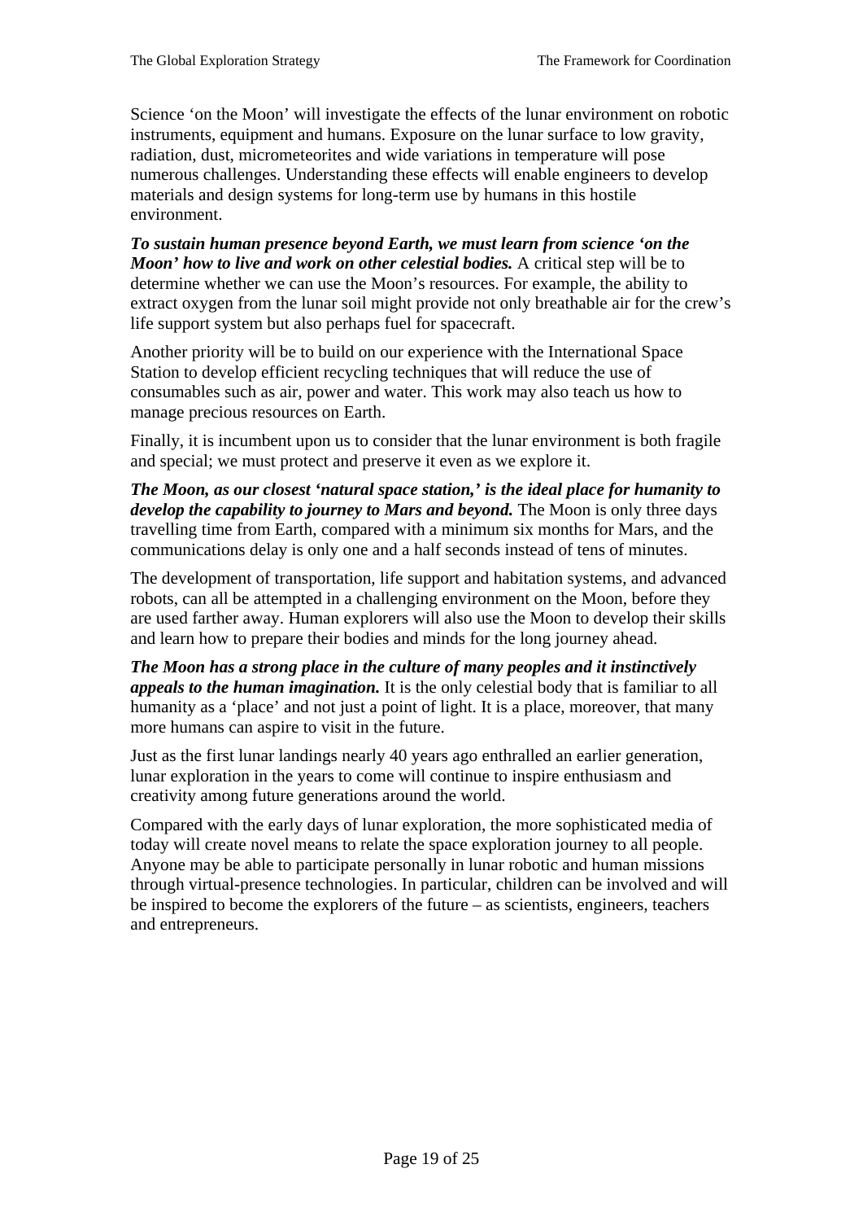Science ‘on the Moon’ will investigate the effects of the lunar environment on robotic instruments, equipment and humans. Exposure on the lunar surface to low gravity, radiation, dust, micrometeorites and wide variations in temperature will pose numerous challenges. Understanding these effects will enable engineers to develop materials and design systems for long-term use by humans in this hostile environment.

***To sustain human presence beyond Earth, we must learn from science ‘on the Moon’ how to live and work on other celestial bodies.*** A critical step will be to determine whether we can use the Moon’s resources. For example, the ability to extract oxygen from the lunar soil might provide not only breathable air for the crew’s life support system but also perhaps fuel for spacecraft.

Another priority will be to build on our experience with the International Space Station to develop efficient recycling techniques that will reduce the use of consumables such as air, power and water. This work may also teach us how to manage precious resources on Earth.

Finally, it is incumbent upon us to consider that the lunar environment is both fragile and special; we must protect and preserve it even as we explore it.

***The Moon, as our closest ‘natural space station,’ is the ideal place for humanity to develop the capability to journey to Mars and beyond.*** The Moon is only three days travelling time from Earth, compared with a minimum six months for Mars, and the communications delay is only one and a half seconds instead of tens of minutes.

The development of transportation, life support and habitation systems, and advanced robots, can all be attempted in a challenging environment on the Moon, before they are used farther away. Human explorers will also use the Moon to develop their skills and learn how to prepare their bodies and minds for the long journey ahead.

***The Moon has a strong place in the culture of many peoples and it instinctively appeals to the human imagination.*** It is the only celestial body that is familiar to all humanity as a ‘place’ and not just a point of light. It is a place, moreover, that many more humans can aspire to visit in the future.

Just as the first lunar landings nearly 40 years ago enthralled an earlier generation, lunar exploration in the years to come will continue to inspire enthusiasm and creativity among future generations around the world.

Compared with the early days of lunar exploration, the more sophisticated media of today will create novel means to relate the space exploration journey to all people. Anyone may be able to participate personally in lunar robotic and human missions through virtual-presence technologies. In particular, children can be involved and will be inspired to become the explorers of the future – as scientists, engineers, teachers and entrepreneurs.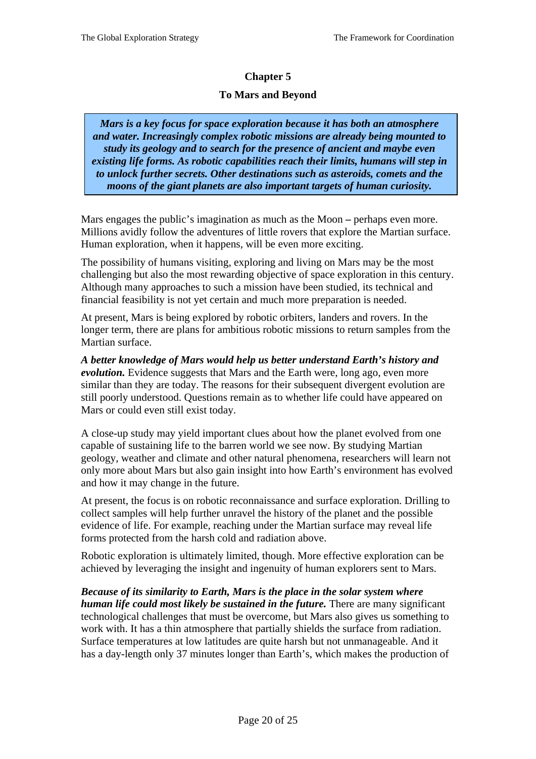## Chapter 5

## To Mars and Beyond

> ***Mars is a key focus for space exploration because it has both an atmosphere and water. Increasingly complex robotic missions are already being mounted to study its geology and to search for the presence of ancient and maybe even existing life forms. As robotic capabilities reach their limits, humans will step in to unlock further secrets. Other destinations such as asteroids, comets and the moons of the giant planets are also important targets of human curiosity.***

Mars engages the public's imagination as much as the Moon – perhaps even more. Millions avidly follow the adventures of little rovers that explore the Martian surface. Human exploration, when it happens, will be even more exciting.

The possibility of humans visiting, exploring and living on Mars may be the most challenging but also the most rewarding objective of space exploration in this century. Although many approaches to such a mission have been studied, its technical and financial feasibility is not yet certain and much more preparation is needed.

At present, Mars is being explored by robotic orbiters, landers and rovers. In the longer term, there are plans for ambitious robotic missions to return samples from the Martian surface.

***A better knowledge of Mars would help us better understand Earth's history and evolution.*** Evidence suggests that Mars and the Earth were, long ago, even more similar than they are today. The reasons for their subsequent divergent evolution are still poorly understood. Questions remain as to whether life could have appeared on Mars or could even still exist today.

A close-up study may yield important clues about how the planet evolved from one capable of sustaining life to the barren world we see now. By studying Martian geology, weather and climate and other natural phenomena, researchers will learn not only more about Mars but also gain insight into how Earth's environment has evolved and how it may change in the future.

At present, the focus is on robotic reconnaissance and surface exploration. Drilling to collect samples will help further unravel the history of the planet and the possible evidence of life. For example, reaching under the Martian surface may reveal life forms protected from the harsh cold and radiation above.

Robotic exploration is ultimately limited, though. More effective exploration can be achieved by leveraging the insight and ingenuity of human explorers sent to Mars.

***Because of its similarity to Earth, Mars is the place in the solar system where human life could most likely be sustained in the future.*** There are many significant technological challenges that must be overcome, but Mars also gives us something to work with. It has a thin atmosphere that partially shields the surface from radiation. Surface temperatures at low latitudes are quite harsh but not unmanageable. And it has a day-length only 37 minutes longer than Earth's, which makes the production of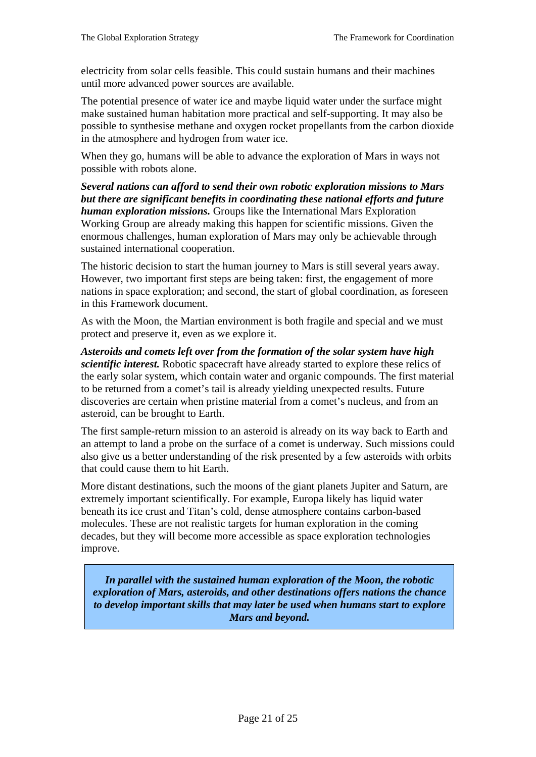electricity from solar cells feasible. This could sustain humans and their machines until more advanced power sources are available.

The potential presence of water ice and maybe liquid water under the surface might make sustained human habitation more practical and self-supporting. It may also be possible to synthesise methane and oxygen rocket propellants from the carbon dioxide in the atmosphere and hydrogen from water ice.

When they go, humans will be able to advance the exploration of Mars in ways not possible with robots alone.

***Several nations can afford to send their own robotic exploration missions to Mars but there are significant benefits in coordinating these national efforts and future human exploration missions.*** Groups like the International Mars Exploration Working Group are already making this happen for scientific missions. Given the enormous challenges, human exploration of Mars may only be achievable through sustained international cooperation.

The historic decision to start the human journey to Mars is still several years away. However, two important first steps are being taken: first, the engagement of more nations in space exploration; and second, the start of global coordination, as foreseen in this Framework document.

As with the Moon, the Martian environment is both fragile and special and we must protect and preserve it, even as we explore it.

***Asteroids and comets left over from the formation of the solar system have high scientific interest.*** Robotic spacecraft have already started to explore these relics of the early solar system, which contain water and organic compounds. The first material to be returned from a comet's tail is already yielding unexpected results. Future discoveries are certain when pristine material from a comet's nucleus, and from an asteroid, can be brought to Earth.

The first sample-return mission to an asteroid is already on its way back to Earth and an attempt to land a probe on the surface of a comet is underway. Such missions could also give us a better understanding of the risk presented by a few asteroids with orbits that could cause them to hit Earth.

More distant destinations, such the moons of the giant planets Jupiter and Saturn, are extremely important scientifically. For example, Europa likely has liquid water beneath its ice crust and Titan's cold, dense atmosphere contains carbon-based molecules. These are not realistic targets for human exploration in the coming decades, but they will become more accessible as space exploration technologies improve.

> ***In parallel with the sustained human exploration of the Moon, the robotic exploration of Mars, asteroids, and other destinations offers nations the chance to develop important skills that may later be used when humans start to explore Mars and beyond.***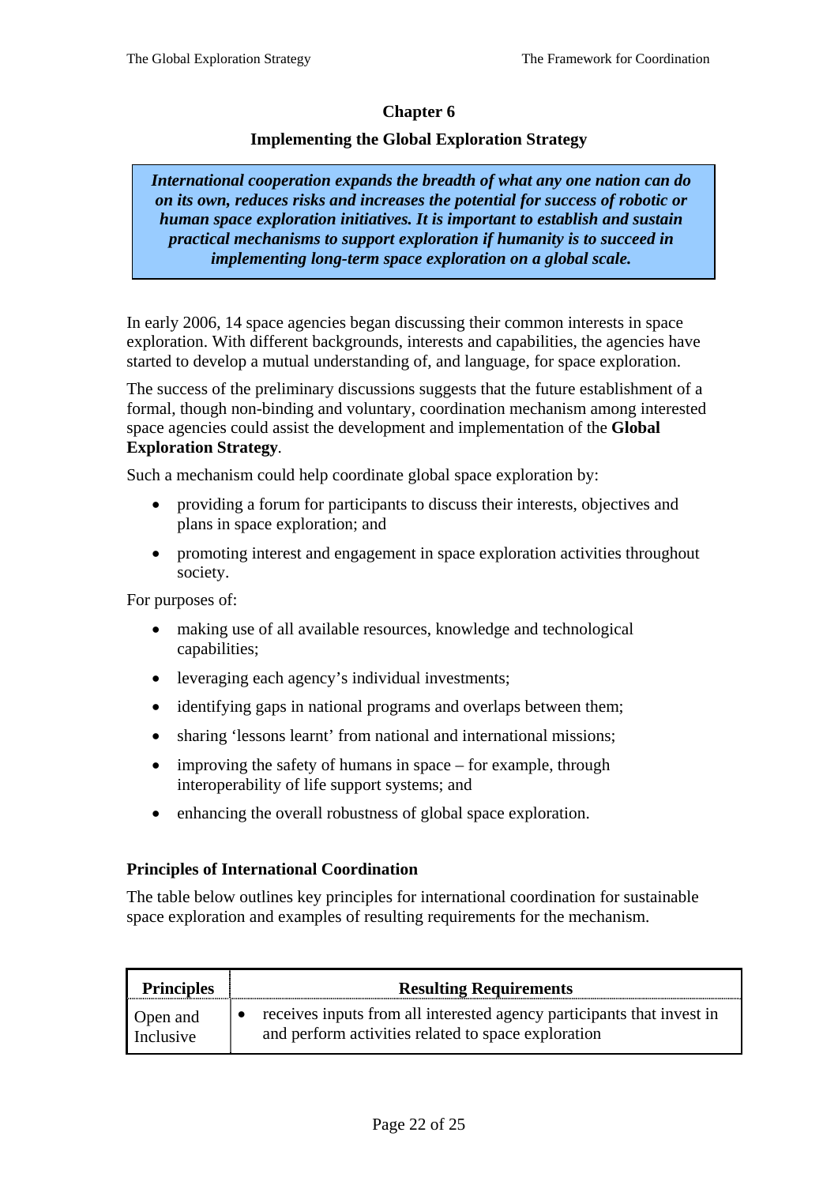# Chapter 6

## Implementing the Global Exploration Strategy

> ***International cooperation expands the breadth of what any one nation can do on its own, reduces risks and increases the potential for success of robotic or human space exploration initiatives. It is important to establish and sustain practical mechanisms to support exploration if humanity is to succeed in implementing long-term space exploration on a global scale.***

In early 2006, 14 space agencies began discussing their common interests in space exploration. With different backgrounds, interests and capabilities, the agencies have started to develop a mutual understanding of, and language, for space exploration.

The success of the preliminary discussions suggests that the future establishment of a formal, though non-binding and voluntary, coordination mechanism among interested space agencies could assist the development and implementation of the **Global Exploration Strategy**.

Such a mechanism could help coordinate global space exploration by:

- providing a forum for participants to discuss their interests, objectives and plans in space exploration; and
- promoting interest and engagement in space exploration activities throughout society.

For purposes of:

- making use of all available resources, knowledge and technological capabilities;
- leveraging each agency's individual investments;
- identifying gaps in national programs and overlaps between them;
- sharing 'lessons learnt' from national and international missions;
- improving the safety of humans in space – for example, through interoperability of life support systems; and
- enhancing the overall robustness of global space exploration.

### Principles of International Coordination

The table below outlines key principles for international coordination for sustainable space exploration and examples of resulting requirements for the mechanism.

| Principles | Resulting Requirements |
|---|---|
| Open and Inclusive | • receives inputs from all interested agency participants that invest in and perform activities related to space exploration |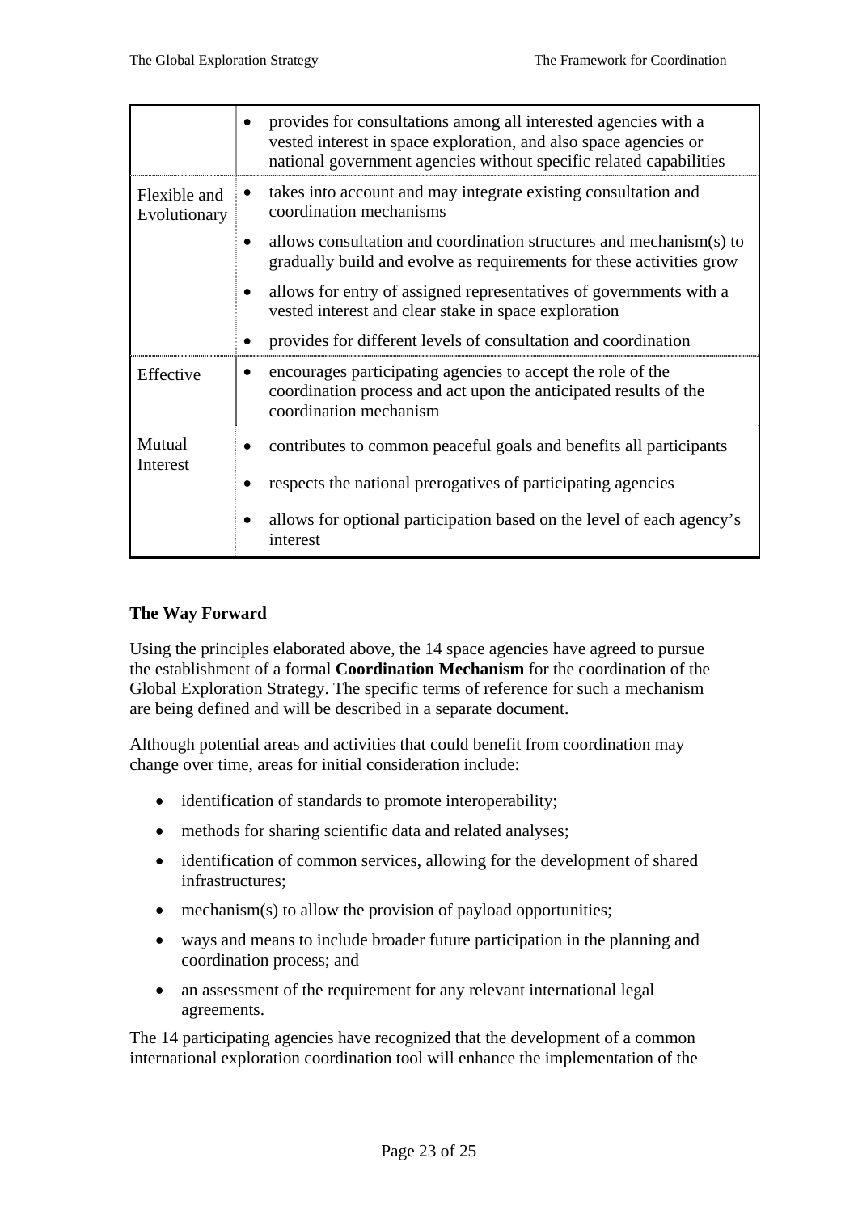| | |
|---|---|
| | • provides for consultations among all interested agencies with a vested interest in space exploration, and also space agencies or national government agencies without specific related capabilities |
| Flexible and Evolutionary | • takes into account and may integrate existing consultation and coordination mechanisms<br>• allows consultation and coordination structures and mechanism(s) to gradually build and evolve as requirements for these activities grow<br>• allows for entry of assigned representatives of governments with a vested interest and clear stake in space exploration<br>• provides for different levels of consultation and coordination |
| Effective | • encourages participating agencies to accept the role of the coordination process and act upon the anticipated results of the coordination mechanism |
| Mutual Interest | • contributes to common peaceful goals and benefits all participants<br>• respects the national prerogatives of participating agencies<br>• allows for optional participation based on the level of each agency's interest |

**The Way Forward**

Using the principles elaborated above, the 14 space agencies have agreed to pursue the establishment of a formal **Coordination Mechanism** for the coordination of the Global Exploration Strategy. The specific terms of reference for such a mechanism are being defined and will be described in a separate document.

Although potential areas and activities that could benefit from coordination may change over time, areas for initial consideration include:

- identification of standards to promote interoperability;
- methods for sharing scientific data and related analyses;
- identification of common services, allowing for the development of shared infrastructures;
- mechanism(s) to allow the provision of payload opportunities;
- ways and means to include broader future participation in the planning and coordination process; and
- an assessment of the requirement for any relevant international legal agreements.

The 14 participating agencies have recognized that the development of a common international exploration coordination tool will enhance the implementation of the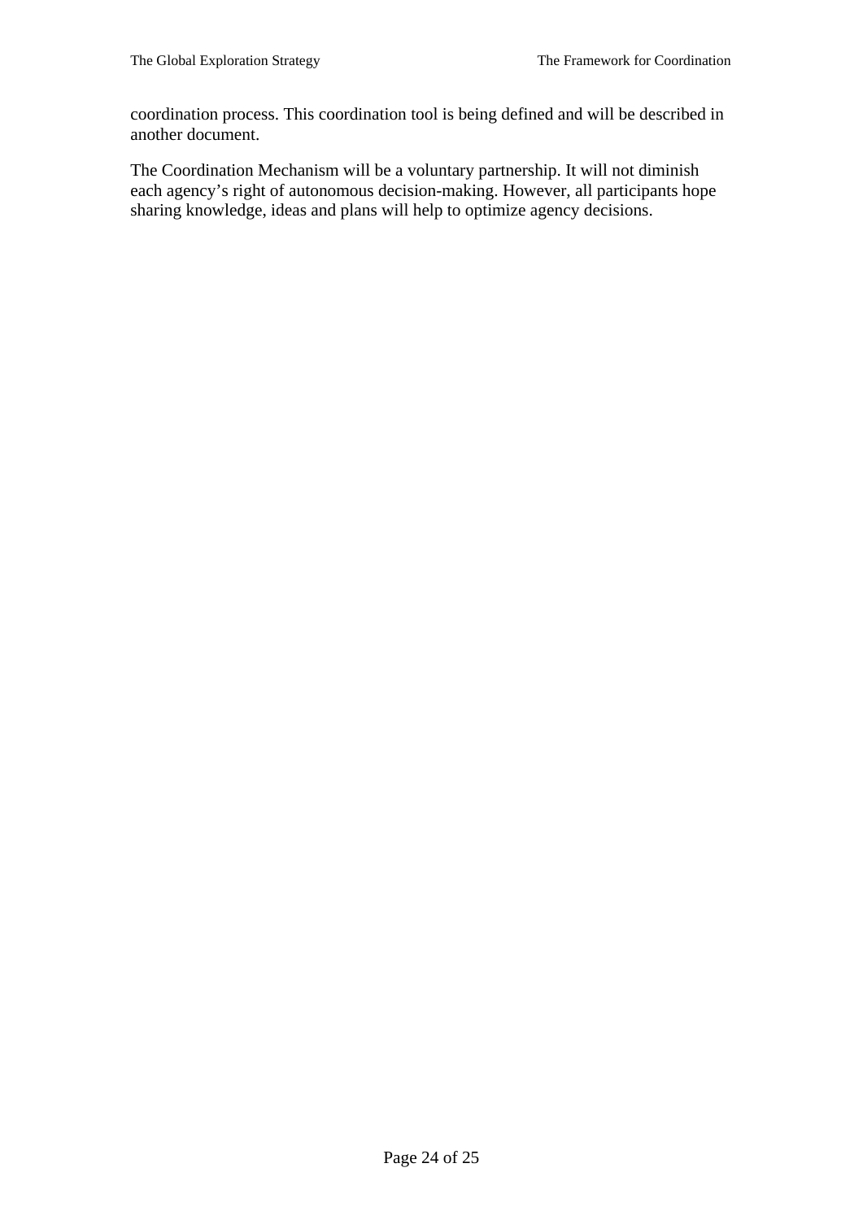coordination process. This coordination tool is being defined and will be described in another document.

The Coordination Mechanism will be a voluntary partnership. It will not diminish each agency's right of autonomous decision-making. However, all participants hope sharing knowledge, ideas and plans will help to optimize agency decisions.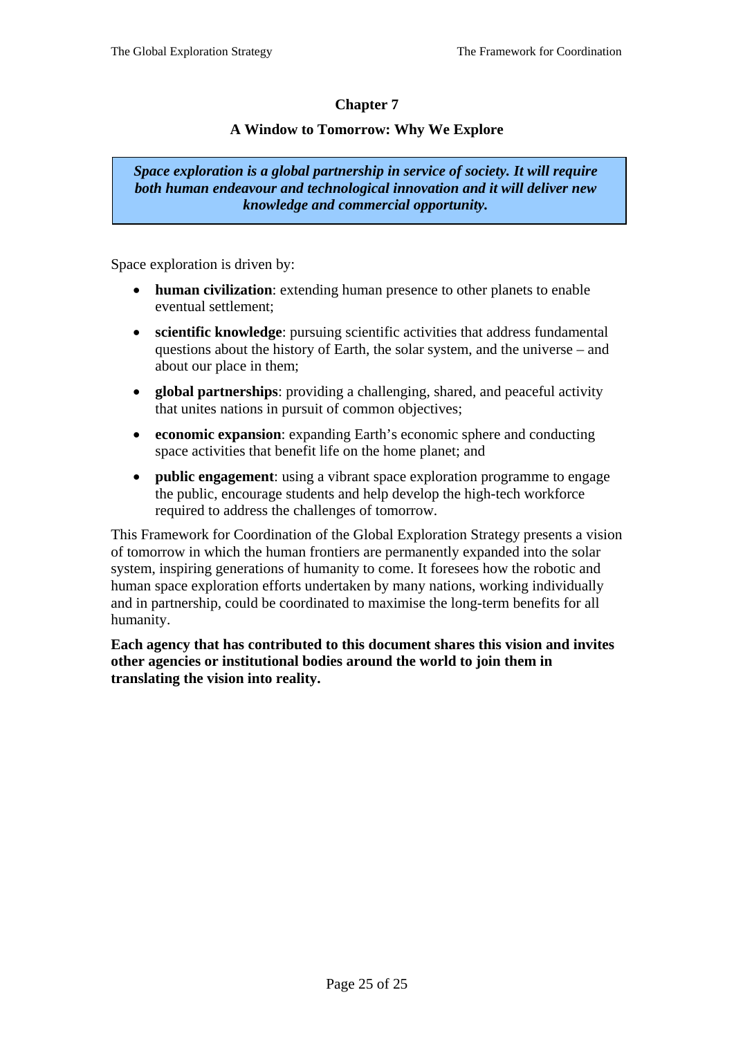# Chapter 7

## A Window to Tomorrow: Why We Explore

***Space exploration is a global partnership in service of society. It will require both human endeavour and technological innovation and it will deliver new knowledge and commercial opportunity.***

Space exploration is driven by:

- **human civilization**: extending human presence to other planets to enable eventual settlement;
- **scientific knowledge**: pursuing scientific activities that address fundamental questions about the history of Earth, the solar system, and the universe – and about our place in them;
- **global partnerships**: providing a challenging, shared, and peaceful activity that unites nations in pursuit of common objectives;
- **economic expansion**: expanding Earth's economic sphere and conducting space activities that benefit life on the home planet; and
- **public engagement**: using a vibrant space exploration programme to engage the public, encourage students and help develop the high-tech workforce required to address the challenges of tomorrow.

This Framework for Coordination of the Global Exploration Strategy presents a vision of tomorrow in which the human frontiers are permanently expanded into the solar system, inspiring generations of humanity to come. It foresees how the robotic and human space exploration efforts undertaken by many nations, working individually and in partnership, could be coordinated to maximise the long-term benefits for all humanity.

**Each agency that has contributed to this document shares this vision and invites other agencies or institutional bodies around the world to join them in translating the vision into reality.**